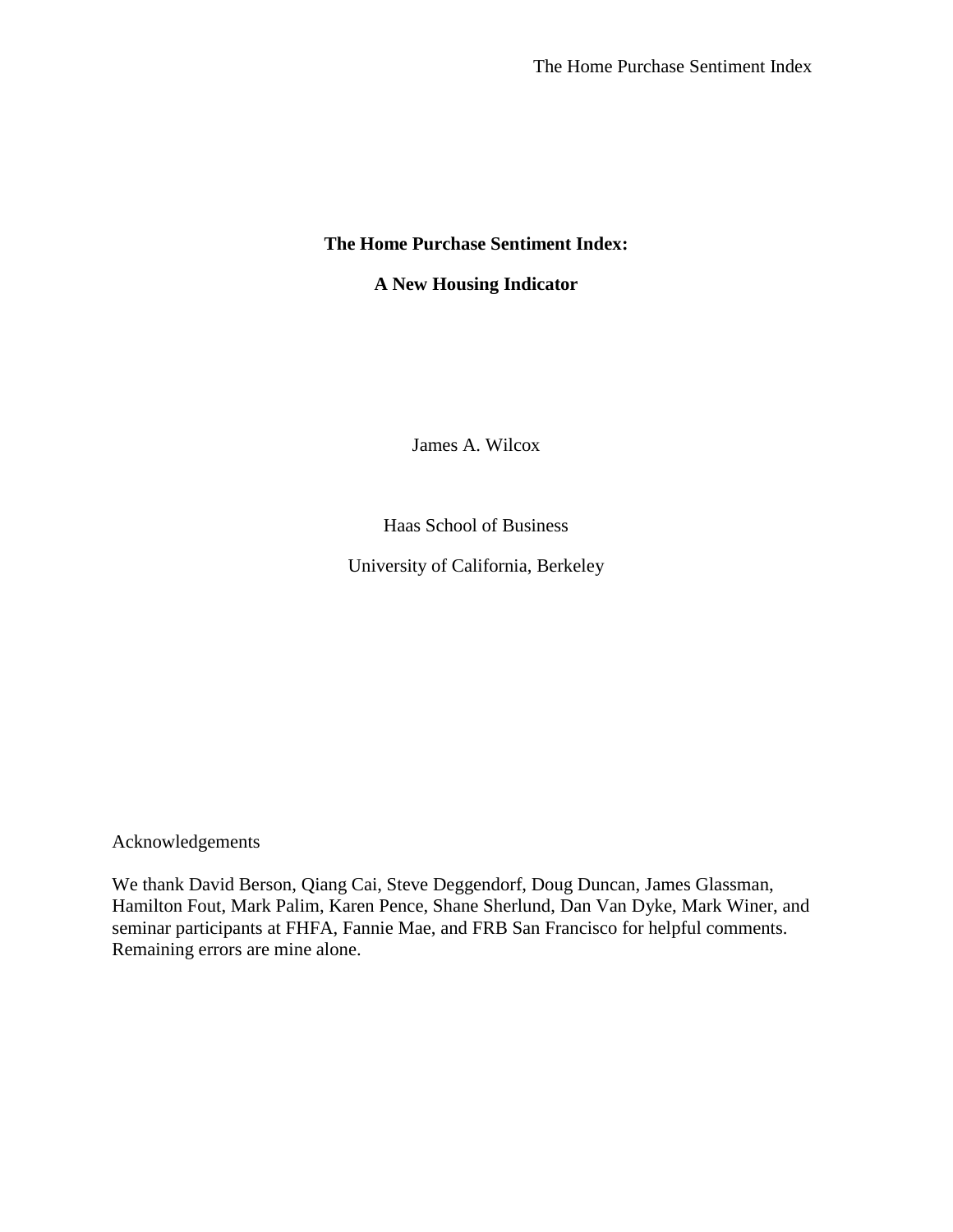# The Home Purchase Sentiment Index:

# A New Housing Indicator

James A. Wilcox

Haas School of Business

University of California, Berkeley

Acknowledgements

We thank David Berson, Qiang Cai, Steve Deggendorf, Doug Duncan, James Glassman, Hamilton Fout, Mark Palim, Karen Pence, Shane Sherlund, Dan Van Dyke, Mark Winer, and seminar participants at FHFA, Fannie Mae, and FRB San Francisco for helpful comments. Remaining errors are mine alone.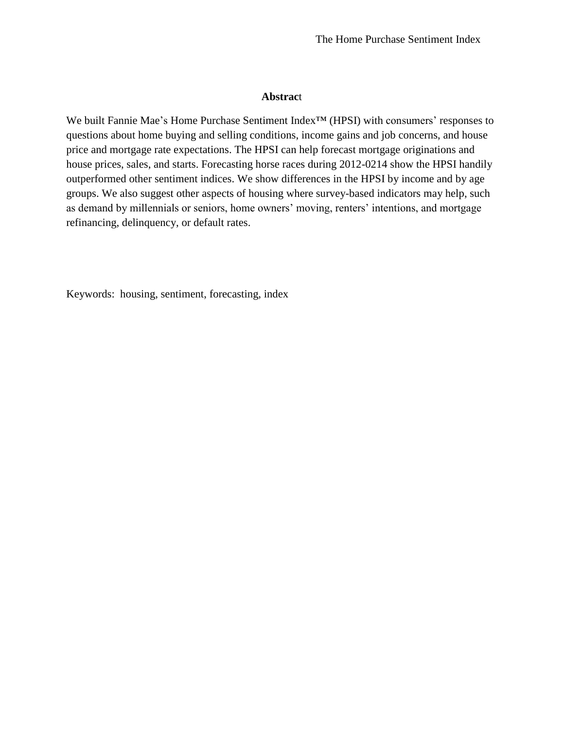## Abstract

We built Fannie Mae's Home Purchase Sentiment Index™ (HPSI) with consumers' responses to questions about home buying and selling conditions, income gains and job concerns, and house price and mortgage rate expectations. The HPSI can help forecast mortgage originations and house prices, sales, and starts. Forecasting horse races during 2012-0214 show the HPSI handily outperformed other sentiment indices. We show differences in the HPSI by income and by age groups. We also suggest other aspects of housing where survey-based indicators may help, such as demand by millennials or seniors, home owners' moving, renters' intentions, and mortgage refinancing, delinquency, or default rates.

Keywords: housing, sentiment, forecasting, index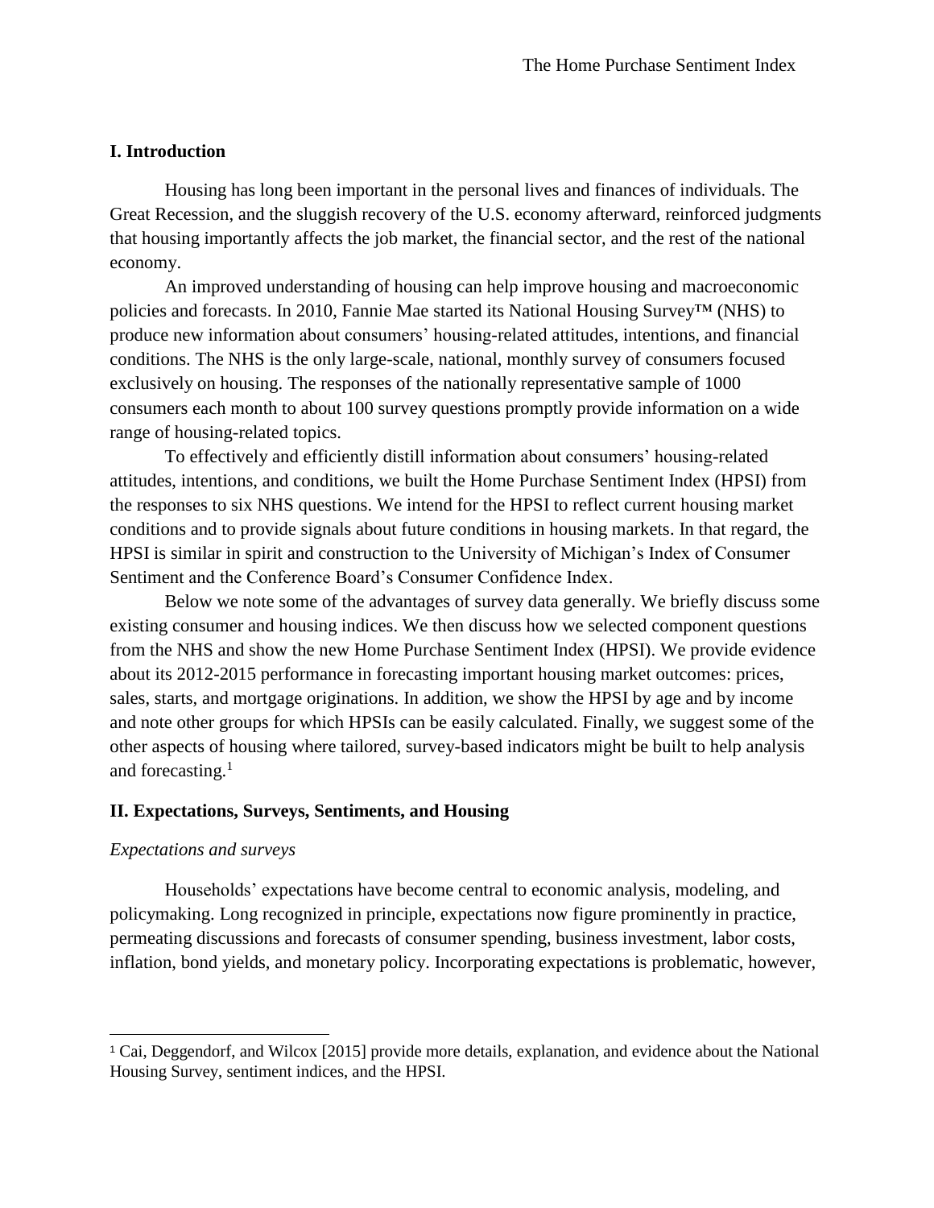## I. Introduction

Housing has long been important in the personal lives and finances of individuals. The Great Recession, and the sluggish recovery of the U.S. economy afterward, reinforced judgments that housing importantly affects the job market, the financial sector, and the rest of the national economy.

An improved understanding of housing can help improve housing and macroeconomic policies and forecasts. In 2010, Fannie Mae started its National Housing Survey™ (NHS) to produce new information about consumers' housing-related attitudes, intentions, and financial conditions. The NHS is the only large-scale, national, monthly survey of consumers focused exclusively on housing. The responses of the nationally representative sample of 1000 consumers each month to about 100 survey questions promptly provide information on a wide range of housing-related topics.

To effectively and efficiently distill information about consumers' housing-related attitudes, intentions, and conditions, we built the Home Purchase Sentiment Index (HPSI) from the responses to six NHS questions. We intend for the HPSI to reflect current housing market conditions and to provide signals about future conditions in housing markets. In that regard, the HPSI is similar in spirit and construction to the University of Michigan's Index of Consumer Sentiment and the Conference Board's Consumer Confidence Index.

Below we note some of the advantages of survey data generally. We briefly discuss some existing consumer and housing indices. We then discuss how we selected component questions from the NHS and show the new Home Purchase Sentiment Index (HPSI). We provide evidence about its 2012-2015 performance in forecasting important housing market outcomes: prices, sales, starts, and mortgage originations. In addition, we show the HPSI by age and by income and note other groups for which HPSIs can be easily calculated. Finally, we suggest some of the other aspects of housing where tailored, survey-based indicators might be built to help analysis and forecasting.[1]

## II. Expectations, Surveys, Sentiments, and Housing

*Expectations and surveys*

Households' expectations have become central to economic analysis, modeling, and policymaking. Long recognized in principle, expectations now figure prominently in practice, permeating discussions and forecasts of consumer spending, business investment, labor costs, inflation, bond yields, and monetary policy. Incorporating expectations is problematic, however,

---

[1] Cai, Deggendorf, and Wilcox [2015] provide more details, explanation, and evidence about the National Housing Survey, sentiment indices, and the HPSI.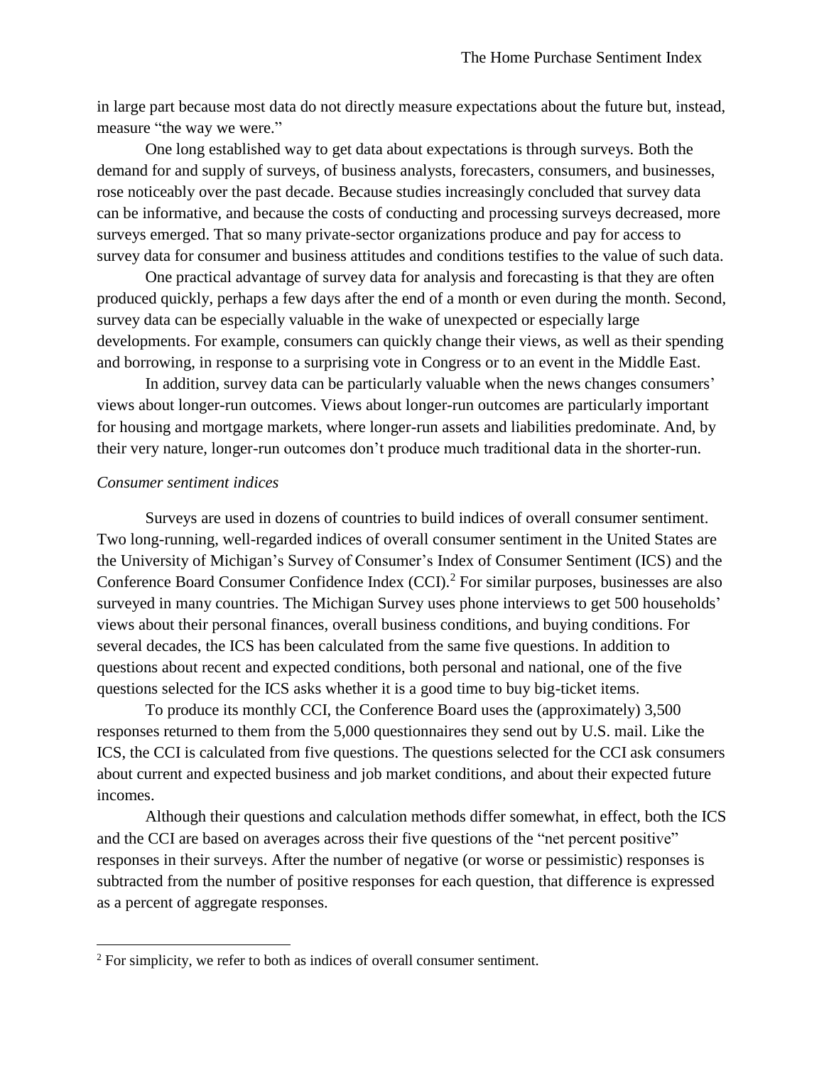in large part because most data do not directly measure expectations about the future but, instead, measure "the way we were."

One long established way to get data about expectations is through surveys. Both the demand for and supply of surveys, of business analysts, forecasters, consumers, and businesses, rose noticeably over the past decade. Because studies increasingly concluded that survey data can be informative, and because the costs of conducting and processing surveys decreased, more surveys emerged. That so many private-sector organizations produce and pay for access to survey data for consumer and business attitudes and conditions testifies to the value of such data.

One practical advantage of survey data for analysis and forecasting is that they are often produced quickly, perhaps a few days after the end of a month or even during the month. Second, survey data can be especially valuable in the wake of unexpected or especially large developments. For example, consumers can quickly change their views, as well as their spending and borrowing, in response to a surprising vote in Congress or to an event in the Middle East.

In addition, survey data can be particularly valuable when the news changes consumers' views about longer-run outcomes. Views about longer-run outcomes are particularly important for housing and mortgage markets, where longer-run assets and liabilities predominate. And, by their very nature, longer-run outcomes don't produce much traditional data in the shorter-run.

*Consumer sentiment indices*

Surveys are used in dozens of countries to build indices of overall consumer sentiment. Two long-running, well-regarded indices of overall consumer sentiment in the United States are the University of Michigan's Survey of Consumer's Index of Consumer Sentiment (ICS) and the Conference Board Consumer Confidence Index (CCI).[2] For similar purposes, businesses are also surveyed in many countries. The Michigan Survey uses phone interviews to get 500 households' views about their personal finances, overall business conditions, and buying conditions. For several decades, the ICS has been calculated from the same five questions. In addition to questions about recent and expected conditions, both personal and national, one of the five questions selected for the ICS asks whether it is a good time to buy big-ticket items.

To produce its monthly CCI, the Conference Board uses the (approximately) 3,500 responses returned to them from the 5,000 questionnaires they send out by U.S. mail. Like the ICS, the CCI is calculated from five questions. The questions selected for the CCI ask consumers about current and expected business and job market conditions, and about their expected future incomes.

Although their questions and calculation methods differ somewhat, in effect, both the ICS and the CCI are based on averages across their five questions of the "net percent positive" responses in their surveys. After the number of negative (or worse or pessimistic) responses is subtracted from the number of positive responses for each question, that difference is expressed as a percent of aggregate responses.

[2] For simplicity, we refer to both as indices of overall consumer sentiment.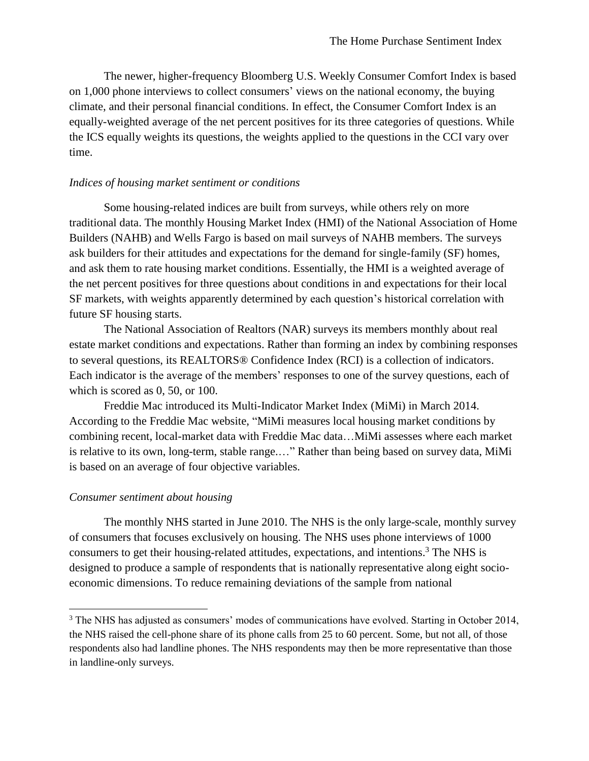The newer, higher-frequency Bloomberg U.S. Weekly Consumer Comfort Index is based on 1,000 phone interviews to collect consumers' views on the national economy, the buying climate, and their personal financial conditions. In effect, the Consumer Comfort Index is an equally-weighted average of the net percent positives for its three categories of questions. While the ICS equally weights its questions, the weights applied to the questions in the CCI vary over time.

*Indices of housing market sentiment or conditions*

Some housing-related indices are built from surveys, while others rely on more traditional data. The monthly Housing Market Index (HMI) of the National Association of Home Builders (NAHB) and Wells Fargo is based on mail surveys of NAHB members. The surveys ask builders for their attitudes and expectations for the demand for single-family (SF) homes, and ask them to rate housing market conditions. Essentially, the HMI is a weighted average of the net percent positives for three questions about conditions in and expectations for their local SF markets, with weights apparently determined by each question's historical correlation with future SF housing starts.

The National Association of Realtors (NAR) surveys its members monthly about real estate market conditions and expectations. Rather than forming an index by combining responses to several questions, its REALTORS® Confidence Index (RCI) is a collection of indicators. Each indicator is the average of the members' responses to one of the survey questions, each of which is scored as 0, 50, or 100.

Freddie Mac introduced its Multi-Indicator Market Index (MiMi) in March 2014. According to the Freddie Mac website, "MiMi measures local housing market conditions by combining recent, local-market data with Freddie Mac data…MiMi assesses where each market is relative to its own, long-term, stable range.…" Rather than being based on survey data, MiMi is based on an average of four objective variables.

*Consumer sentiment about housing*

The monthly NHS started in June 2010. The NHS is the only large-scale, monthly survey of consumers that focuses exclusively on housing. The NHS uses phone interviews of 1000 consumers to get their housing-related attitudes, expectations, and intentions.[3] The NHS is designed to produce a sample of respondents that is nationally representative along eight socio-economic dimensions. To reduce remaining deviations of the sample from national

[3] The NHS has adjusted as consumers' modes of communications have evolved. Starting in October 2014, the NHS raised the cell-phone share of its phone calls from 25 to 60 percent. Some, but not all, of those respondents also had landline phones. The NHS respondents may then be more representative than those in landline-only surveys.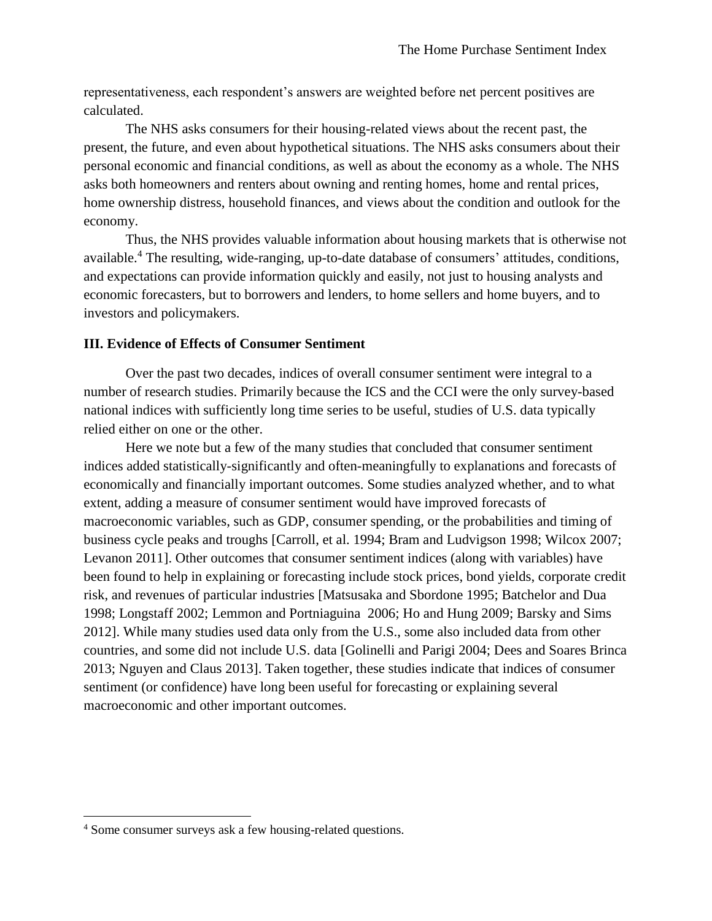representativeness, each respondent's answers are weighted before net percent positives are calculated.

The NHS asks consumers for their housing-related views about the recent past, the present, the future, and even about hypothetical situations. The NHS asks consumers about their personal economic and financial conditions, as well as about the economy as a whole. The NHS asks both homeowners and renters about owning and renting homes, home and rental prices, home ownership distress, household finances, and views about the condition and outlook for the economy.

Thus, the NHS provides valuable information about housing markets that is otherwise not available.[4] The resulting, wide-ranging, up-to-date database of consumers' attitudes, conditions, and expectations can provide information quickly and easily, not just to housing analysts and economic forecasters, but to borrowers and lenders, to home sellers and home buyers, and to investors and policymakers.

## III. Evidence of Effects of Consumer Sentiment

Over the past two decades, indices of overall consumer sentiment were integral to a number of research studies. Primarily because the ICS and the CCI were the only survey-based national indices with sufficiently long time series to be useful, studies of U.S. data typically relied either on one or the other.

Here we note but a few of the many studies that concluded that consumer sentiment indices added statistically-significantly and often-meaningfully to explanations and forecasts of economically and financially important outcomes. Some studies analyzed whether, and to what extent, adding a measure of consumer sentiment would have improved forecasts of macroeconomic variables, such as GDP, consumer spending, or the probabilities and timing of business cycle peaks and troughs [Carroll, et al. 1994; Bram and Ludvigson 1998; Wilcox 2007; Levanon 2011]. Other outcomes that consumer sentiment indices (along with variables) have been found to help in explaining or forecasting include stock prices, bond yields, corporate credit risk, and revenues of particular industries [Matsusaka and Sbordone 1995; Batchelor and Dua 1998; Longstaff 2002; Lemmon and Portniaguina 2006; Ho and Hung 2009; Barsky and Sims 2012]. While many studies used data only from the U.S., some also included data from other countries, and some did not include U.S. data [Golinelli and Parigi 2004; Dees and Soares Brinca 2013; Nguyen and Claus 2013]. Taken together, these studies indicate that indices of consumer sentiment (or confidence) have long been useful for forecasting or explaining several macroeconomic and other important outcomes.

[4] Some consumer surveys ask a few housing-related questions.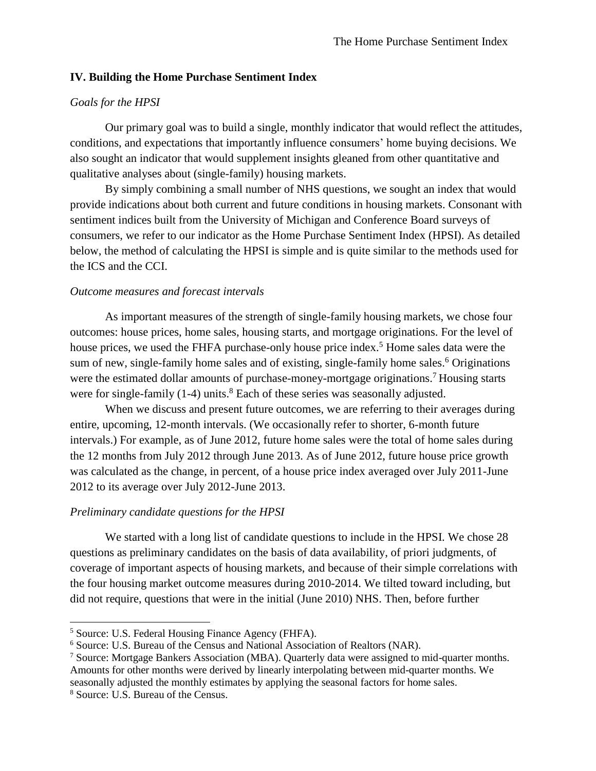## IV. Building the Home Purchase Sentiment Index

### *Goals for the HPSI*

Our primary goal was to build a single, monthly indicator that would reflect the attitudes, conditions, and expectations that importantly influence consumers' home buying decisions. We also sought an indicator that would supplement insights gleaned from other quantitative and qualitative analyses about (single-family) housing markets.

By simply combining a small number of NHS questions, we sought an index that would provide indications about both current and future conditions in housing markets. Consonant with sentiment indices built from the University of Michigan and Conference Board surveys of consumers, we refer to our indicator as the Home Purchase Sentiment Index (HPSI). As detailed below, the method of calculating the HPSI is simple and is quite similar to the methods used for the ICS and the CCI.

### *Outcome measures and forecast intervals*

As important measures of the strength of single-family housing markets, we chose four outcomes: house prices, home sales, housing starts, and mortgage originations. For the level of house prices, we used the FHFA purchase-only house price index.[5] Home sales data were the sum of new, single-family home sales and of existing, single-family home sales.[6] Originations were the estimated dollar amounts of purchase-money-mortgage originations.[7] Housing starts were for single-family (1-4) units.[8] Each of these series was seasonally adjusted.

When we discuss and present future outcomes, we are referring to their averages during entire, upcoming, 12-month intervals. (We occasionally refer to shorter, 6-month future intervals.) For example, as of June 2012, future home sales were the total of home sales during the 12 months from July 2012 through June 2013. As of June 2012, future house price growth was calculated as the change, in percent, of a house price index averaged over July 2011-June 2012 to its average over July 2012-June 2013.

### *Preliminary candidate questions for the HPSI*

We started with a long list of candidate questions to include in the HPSI. We chose 28 questions as preliminary candidates on the basis of data availability, of priori judgments, of coverage of important aspects of housing markets, and because of their simple correlations with the four housing market outcome measures during 2010-2014. We tilted toward including, but did not require, questions that were in the initial (June 2010) NHS. Then, before further

[5] Source: U.S. Federal Housing Finance Agency (FHFA).

[6] Source: U.S. Bureau of the Census and National Association of Realtors (NAR).

[7] Source: Mortgage Bankers Association (MBA). Quarterly data were assigned to mid-quarter months. Amounts for other months were derived by linearly interpolating between mid-quarter months. We seasonally adjusted the monthly estimates by applying the seasonal factors for home sales.

[8] Source: U.S. Bureau of the Census.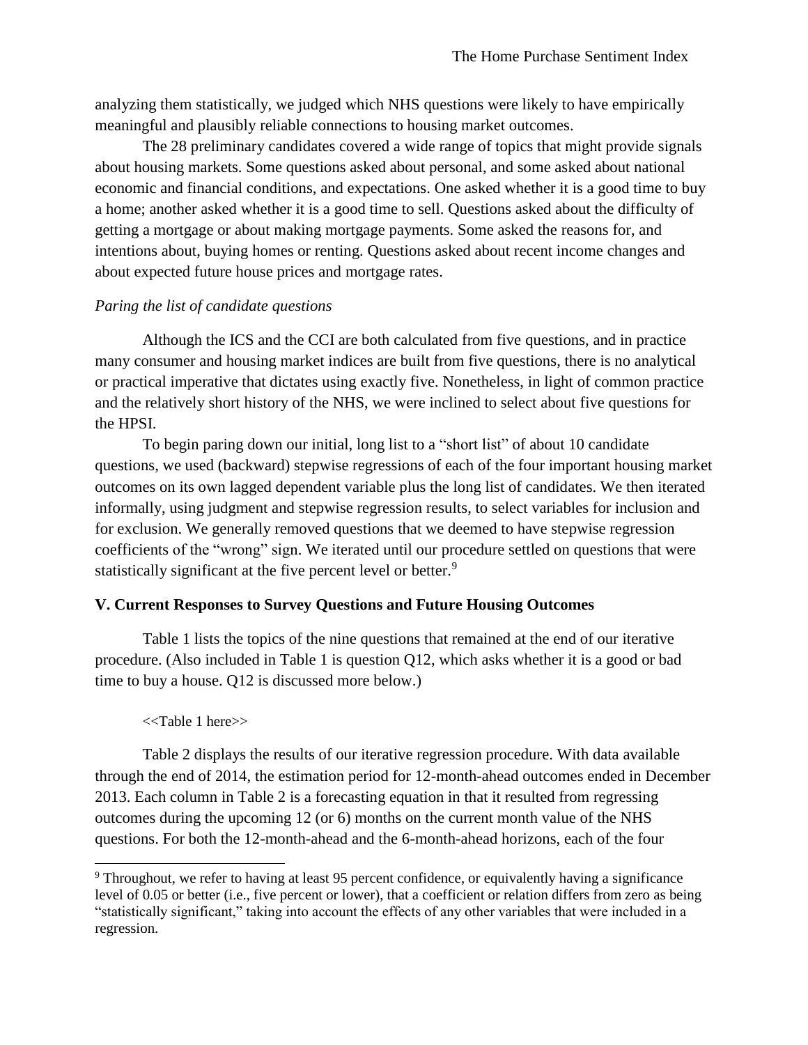analyzing them statistically, we judged which NHS questions were likely to have empirically meaningful and plausibly reliable connections to housing market outcomes.

The 28 preliminary candidates covered a wide range of topics that might provide signals about housing markets. Some questions asked about personal, and some asked about national economic and financial conditions, and expectations. One asked whether it is a good time to buy a home; another asked whether it is a good time to sell. Questions asked about the difficulty of getting a mortgage or about making mortgage payments. Some asked the reasons for, and intentions about, buying homes or renting. Questions asked about recent income changes and about expected future house prices and mortgage rates.

*Paring the list of candidate questions*

Although the ICS and the CCI are both calculated from five questions, and in practice many consumer and housing market indices are built from five questions, there is no analytical or practical imperative that dictates using exactly five. Nonetheless, in light of common practice and the relatively short history of the NHS, we were inclined to select about five questions for the HPSI.

To begin paring down our initial, long list to a "short list" of about 10 candidate questions, we used (backward) stepwise regressions of each of the four important housing market outcomes on its own lagged dependent variable plus the long list of candidates. We then iterated informally, using judgment and stepwise regression results, to select variables for inclusion and for exclusion. We generally removed questions that we deemed to have stepwise regression coefficients of the "wrong" sign. We iterated until our procedure settled on questions that were statistically significant at the five percent level or better.[9]

## V. Current Responses to Survey Questions and Future Housing Outcomes

Table 1 lists the topics of the nine questions that remained at the end of our iterative procedure. (Also included in Table 1 is question Q12, which asks whether it is a good or bad time to buy a house. Q12 is discussed more below.)

<<Table 1 here>>

Table 2 displays the results of our iterative regression procedure. With data available through the end of 2014, the estimation period for 12-month-ahead outcomes ended in December 2013. Each column in Table 2 is a forecasting equation in that it resulted from regressing outcomes during the upcoming 12 (or 6) months on the current month value of the NHS questions. For both the 12-month-ahead and the 6-month-ahead horizons, each of the four

[9] Throughout, we refer to having at least 95 percent confidence, or equivalently having a significance level of 0.05 or better (i.e., five percent or lower), that a coefficient or relation differs from zero as being "statistically significant," taking into account the effects of any other variables that were included in a regression.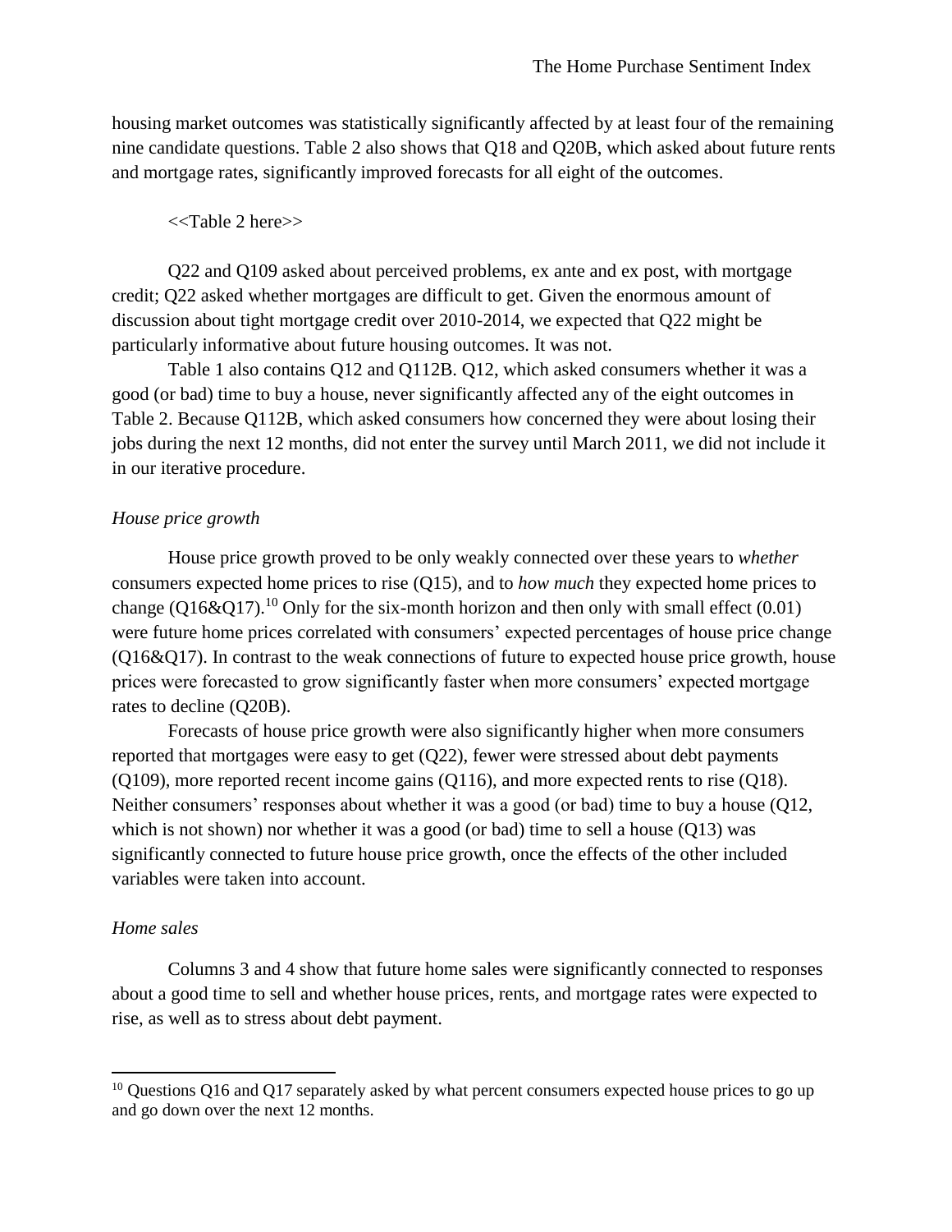housing market outcomes was statistically significantly affected by at least four of the remaining nine candidate questions. Table 2 also shows that Q18 and Q20B, which asked about future rents and mortgage rates, significantly improved forecasts for all eight of the outcomes.

<<Table 2 here>>

Q22 and Q109 asked about perceived problems, ex ante and ex post, with mortgage credit; Q22 asked whether mortgages are difficult to get. Given the enormous amount of discussion about tight mortgage credit over 2010-2014, we expected that Q22 might be particularly informative about future housing outcomes. It was not.

Table 1 also contains Q12 and Q112B. Q12, which asked consumers whether it was a good (or bad) time to buy a house, never significantly affected any of the eight outcomes in Table 2. Because Q112B, which asked consumers how concerned they were about losing their jobs during the next 12 months, did not enter the survey until March 2011, we did not include it in our iterative procedure.

*House price growth*

House price growth proved to be only weakly connected over these years to *whether* consumers expected home prices to rise (Q15), and to *how much* they expected home prices to change (Q16&Q17).[10] Only for the six-month horizon and then only with small effect (0.01) were future home prices correlated with consumers' expected percentages of house price change (Q16&Q17). In contrast to the weak connections of future to expected house price growth, house prices were forecasted to grow significantly faster when more consumers' expected mortgage rates to decline (Q20B).

Forecasts of house price growth were also significantly higher when more consumers reported that mortgages were easy to get (Q22), fewer were stressed about debt payments (Q109), more reported recent income gains (Q116), and more expected rents to rise (Q18). Neither consumers' responses about whether it was a good (or bad) time to buy a house (Q12, which is not shown) nor whether it was a good (or bad) time to sell a house (Q13) was significantly connected to future house price growth, once the effects of the other included variables were taken into account.

*Home sales*

Columns 3 and 4 show that future home sales were significantly connected to responses about a good time to sell and whether house prices, rents, and mortgage rates were expected to rise, as well as to stress about debt payment.

[10] Questions Q16 and Q17 separately asked by what percent consumers expected house prices to go up and go down over the next 12 months.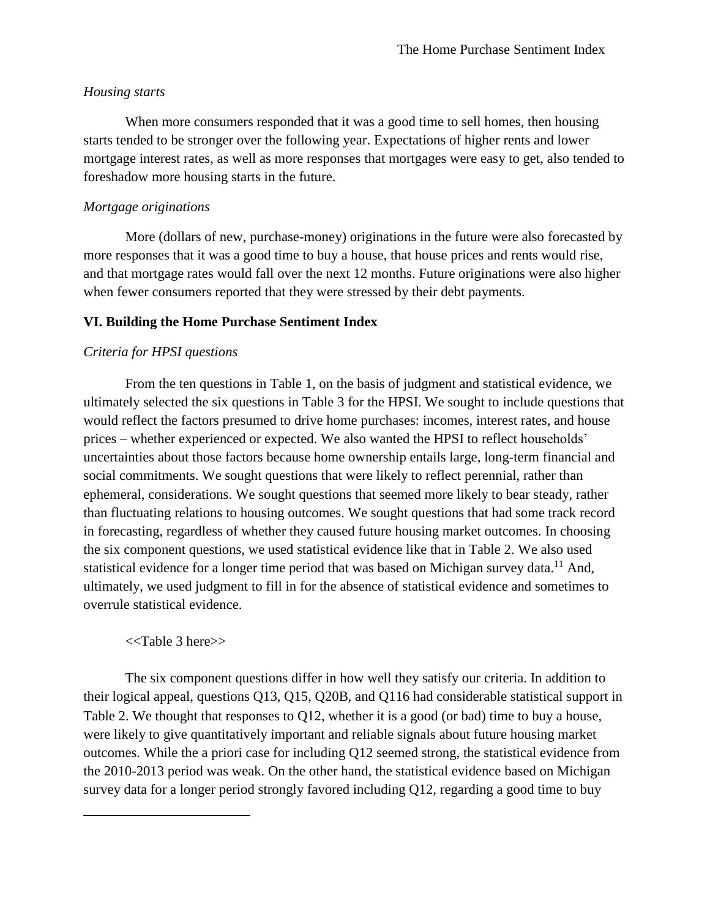*Housing starts*

When more consumers responded that it was a good time to sell homes, then housing starts tended to be stronger over the following year. Expectations of higher rents and lower mortgage interest rates, as well as more responses that mortgages were easy to get, also tended to foreshadow more housing starts in the future.

*Mortgage originations*

More (dollars of new, purchase-money) originations in the future were also forecasted by more responses that it was a good time to buy a house, that house prices and rents would rise, and that mortgage rates would fall over the next 12 months. Future originations were also higher when fewer consumers reported that they were stressed by their debt payments.

## VI. Building the Home Purchase Sentiment Index

*Criteria for HPSI questions*

From the ten questions in Table 1, on the basis of judgment and statistical evidence, we ultimately selected the six questions in Table 3 for the HPSI. We sought to include questions that would reflect the factors presumed to drive home purchases: incomes, interest rates, and house prices – whether experienced or expected. We also wanted the HPSI to reflect households' uncertainties about those factors because home ownership entails large, long-term financial and social commitments. We sought questions that were likely to reflect perennial, rather than ephemeral, considerations. We sought questions that seemed more likely to bear steady, rather than fluctuating relations to housing outcomes. We sought questions that had some track record in forecasting, regardless of whether they caused future housing market outcomes. In choosing the six component questions, we used statistical evidence like that in Table 2. We also used statistical evidence for a longer time period that was based on Michigan survey data.[11] And, ultimately, we used judgment to fill in for the absence of statistical evidence and sometimes to overrule statistical evidence.

<<Table 3 here>>

The six component questions differ in how well they satisfy our criteria. In addition to their logical appeal, questions Q13, Q15, Q20B, and Q116 had considerable statistical support in Table 2. We thought that responses to Q12, whether it is a good (or bad) time to buy a house, were likely to give quantitatively important and reliable signals about future housing market outcomes. While the a priori case for including Q12 seemed strong, the statistical evidence from the 2010-2013 period was weak. On the other hand, the statistical evidence based on Michigan survey data for a longer period strongly favored including Q12, regarding a good time to buy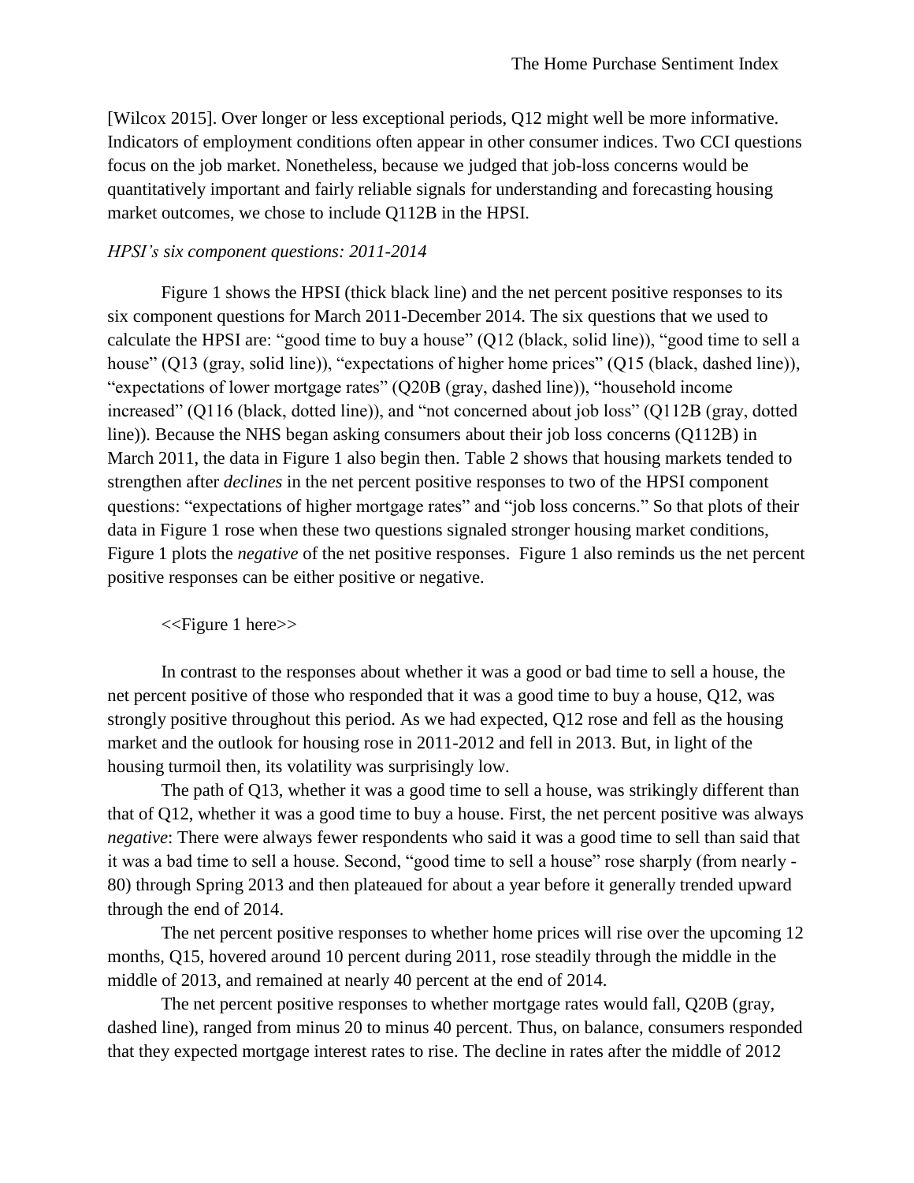[Wilcox 2015]. Over longer or less exceptional periods, Q12 might well be more informative. Indicators of employment conditions often appear in other consumer indices. Two CCI questions focus on the job market. Nonetheless, because we judged that job-loss concerns would be quantitatively important and fairly reliable signals for understanding and forecasting housing market outcomes, we chose to include Q112B in the HPSI.

*HPSI's six component questions: 2011-2014*

Figure 1 shows the HPSI (thick black line) and the net percent positive responses to its six component questions for March 2011-December 2014. The six questions that we used to calculate the HPSI are: "good time to buy a house" (Q12 (black, solid line)), "good time to sell a house" (Q13 (gray, solid line)), "expectations of higher home prices" (Q15 (black, dashed line)), "expectations of lower mortgage rates" (Q20B (gray, dashed line)), "household income increased" (Q116 (black, dotted line)), and "not concerned about job loss" (Q112B (gray, dotted line)). Because the NHS began asking consumers about their job loss concerns (Q112B) in March 2011, the data in Figure 1 also begin then. Table 2 shows that housing markets tended to strengthen after *declines* in the net percent positive responses to two of the HPSI component questions: "expectations of higher mortgage rates" and "job loss concerns." So that plots of their data in Figure 1 rose when these two questions signaled stronger housing market conditions, Figure 1 plots the *negative* of the net positive responses. Figure 1 also reminds us the net percent positive responses can be either positive or negative.

<<Figure 1 here>>

In contrast to the responses about whether it was a good or bad time to sell a house, the net percent positive of those who responded that it was a good time to buy a house, Q12, was strongly positive throughout this period. As we had expected, Q12 rose and fell as the housing market and the outlook for housing rose in 2011-2012 and fell in 2013. But, in light of the housing turmoil then, its volatility was surprisingly low.

The path of Q13, whether it was a good time to sell a house, was strikingly different than that of Q12, whether it was a good time to buy a house. First, the net percent positive was always *negative*: There were always fewer respondents who said it was a good time to sell than said that it was a bad time to sell a house. Second, "good time to sell a house" rose sharply (from nearly -80) through Spring 2013 and then plateaued for about a year before it generally trended upward through the end of 2014.

The net percent positive responses to whether home prices will rise over the upcoming 12 months, Q15, hovered around 10 percent during 2011, rose steadily through the middle in the middle of 2013, and remained at nearly 40 percent at the end of 2014.

The net percent positive responses to whether mortgage rates would fall, Q20B (gray, dashed line), ranged from minus 20 to minus 40 percent. Thus, on balance, consumers responded that they expected mortgage interest rates to rise. The decline in rates after the middle of 2012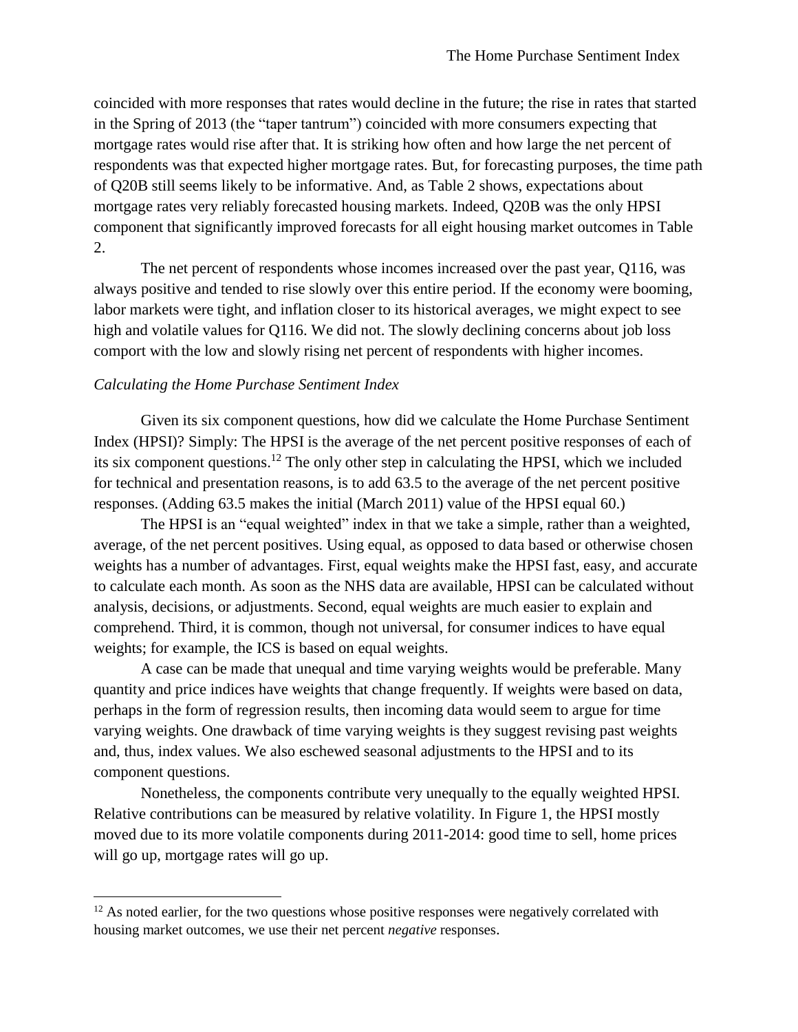coincided with more responses that rates would decline in the future; the rise in rates that started in the Spring of 2013 (the "taper tantrum") coincided with more consumers expecting that mortgage rates would rise after that. It is striking how often and how large the net percent of respondents was that expected higher mortgage rates. But, for forecasting purposes, the time path of Q20B still seems likely to be informative. And, as Table 2 shows, expectations about mortgage rates very reliably forecasted housing markets. Indeed, Q20B was the only HPSI component that significantly improved forecasts for all eight housing market outcomes in Table 2.

The net percent of respondents whose incomes increased over the past year, Q116, was always positive and tended to rise slowly over this entire period. If the economy were booming, labor markets were tight, and inflation closer to its historical averages, we might expect to see high and volatile values for Q116. We did not. The slowly declining concerns about job loss comport with the low and slowly rising net percent of respondents with higher incomes.

### *Calculating the Home Purchase Sentiment Index*

Given its six component questions, how did we calculate the Home Purchase Sentiment Index (HPSI)? Simply: The HPSI is the average of the net percent positive responses of each of its six component questions.[12] The only other step in calculating the HPSI, which we included for technical and presentation reasons, is to add 63.5 to the average of the net percent positive responses. (Adding 63.5 makes the initial (March 2011) value of the HPSI equal 60.)

The HPSI is an "equal weighted" index in that we take a simple, rather than a weighted, average, of the net percent positives. Using equal, as opposed to data based or otherwise chosen weights has a number of advantages. First, equal weights make the HPSI fast, easy, and accurate to calculate each month. As soon as the NHS data are available, HPSI can be calculated without analysis, decisions, or adjustments. Second, equal weights are much easier to explain and comprehend. Third, it is common, though not universal, for consumer indices to have equal weights; for example, the ICS is based on equal weights.

A case can be made that unequal and time varying weights would be preferable. Many quantity and price indices have weights that change frequently. If weights were based on data, perhaps in the form of regression results, then incoming data would seem to argue for time varying weights. One drawback of time varying weights is they suggest revising past weights and, thus, index values. We also eschewed seasonal adjustments to the HPSI and to its component questions.

Nonetheless, the components contribute very unequally to the equally weighted HPSI. Relative contributions can be measured by relative volatility. In Figure 1, the HPSI mostly moved due to its more volatile components during 2011-2014: good time to sell, home prices will go up, mortgage rates will go up.

[12] As noted earlier, for the two questions whose positive responses were negatively correlated with housing market outcomes, we use their net percent *negative* responses.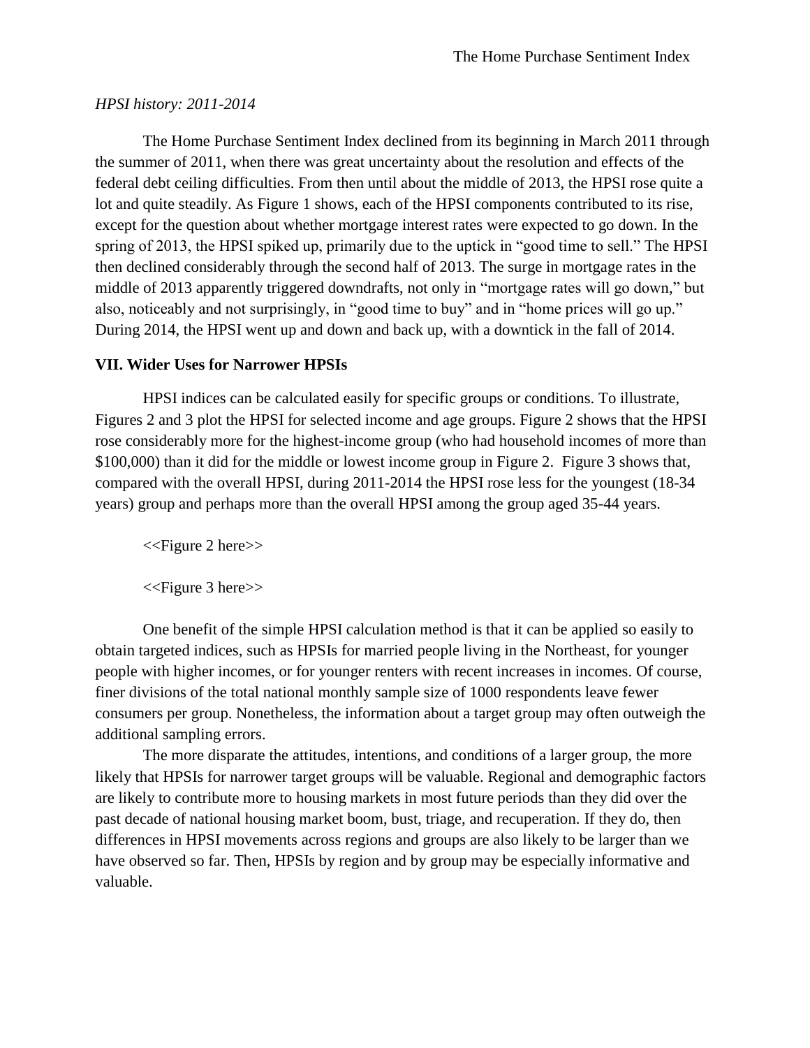*HPSI history: 2011-2014*

The Home Purchase Sentiment Index declined from its beginning in March 2011 through the summer of 2011, when there was great uncertainty about the resolution and effects of the federal debt ceiling difficulties. From then until about the middle of 2013, the HPSI rose quite a lot and quite steadily. As Figure 1 shows, each of the HPSI components contributed to its rise, except for the question about whether mortgage interest rates were expected to go down. In the spring of 2013, the HPSI spiked up, primarily due to the uptick in "good time to sell." The HPSI then declined considerably through the second half of 2013. The surge in mortgage rates in the middle of 2013 apparently triggered downdrafts, not only in "mortgage rates will go down," but also, noticeably and not surprisingly, in "good time to buy" and in "home prices will go up." During 2014, the HPSI went up and down and back up, with a downtick in the fall of 2014.

## VII. Wider Uses for Narrower HPSIs

HPSI indices can be calculated easily for specific groups or conditions. To illustrate, Figures 2 and 3 plot the HPSI for selected income and age groups. Figure 2 shows that the HPSI rose considerably more for the highest-income group (who had household incomes of more than $100,000) than it did for the middle or lowest income group in Figure 2. Figure 3 shows that, compared with the overall HPSI, during 2011-2014 the HPSI rose less for the youngest (18-34 years) group and perhaps more than the overall HPSI among the group aged 35-44 years.

<<Figure 2 here>>

<<Figure 3 here>>

One benefit of the simple HPSI calculation method is that it can be applied so easily to obtain targeted indices, such as HPSIs for married people living in the Northeast, for younger people with higher incomes, or for younger renters with recent increases in incomes. Of course, finer divisions of the total national monthly sample size of 1000 respondents leave fewer consumers per group. Nonetheless, the information about a target group may often outweigh the additional sampling errors.

The more disparate the attitudes, intentions, and conditions of a larger group, the more likely that HPSIs for narrower target groups will be valuable. Regional and demographic factors are likely to contribute more to housing markets in most future periods than they did over the past decade of national housing market boom, bust, triage, and recuperation. If they do, then differences in HPSI movements across regions and groups are also likely to be larger than we have observed so far. Then, HPSIs by region and by group may be especially informative and valuable.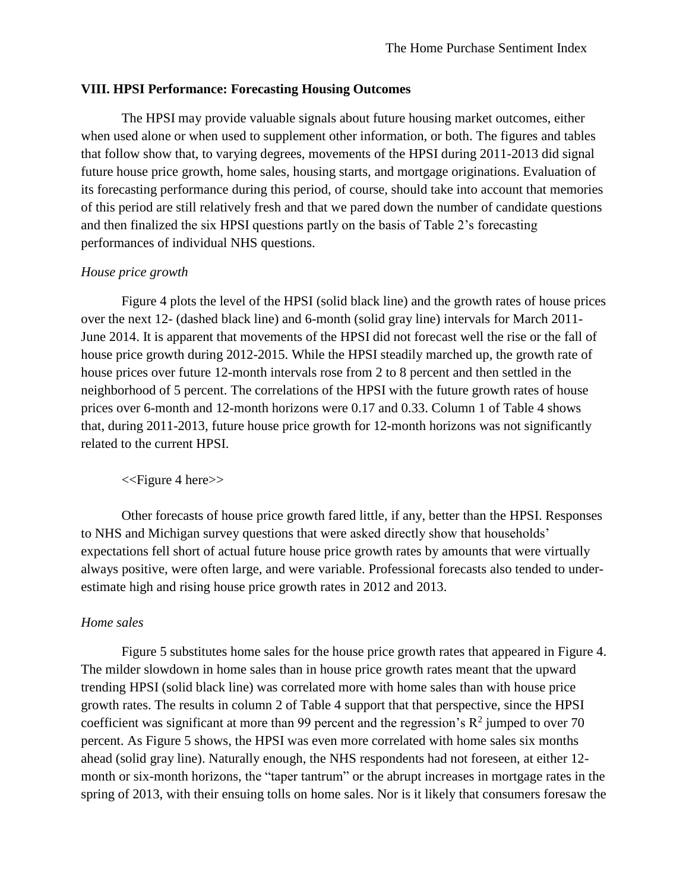### VIII. HPSI Performance: Forecasting Housing Outcomes

The HPSI may provide valuable signals about future housing market outcomes, either when used alone or when used to supplement other information, or both. The figures and tables that follow show that, to varying degrees, movements of the HPSI during 2011-2013 did signal future house price growth, home sales, housing starts, and mortgage originations. Evaluation of its forecasting performance during this period, of course, should take into account that memories of this period are still relatively fresh and that we pared down the number of candidate questions and then finalized the six HPSI questions partly on the basis of Table 2's forecasting performances of individual NHS questions.

*House price growth*

Figure 4 plots the level of the HPSI (solid black line) and the growth rates of house prices over the next 12- (dashed black line) and 6-month (solid gray line) intervals for March 2011-June 2014. It is apparent that movements of the HPSI did not forecast well the rise or the fall of house price growth during 2012-2015. While the HPSI steadily marched up, the growth rate of house prices over future 12-month intervals rose from 2 to 8 percent and then settled in the neighborhood of 5 percent. The correlations of the HPSI with the future growth rates of house prices over 6-month and 12-month horizons were 0.17 and 0.33. Column 1 of Table 4 shows that, during 2011-2013, future house price growth for 12-month horizons was not significantly related to the current HPSI.

<<Figure 4 here>>

Other forecasts of house price growth fared little, if any, better than the HPSI. Responses to NHS and Michigan survey questions that were asked directly show that households' expectations fell short of actual future house price growth rates by amounts that were virtually always positive, were often large, and were variable. Professional forecasts also tended to under-estimate high and rising house price growth rates in 2012 and 2013.

*Home sales*

Figure 5 substitutes home sales for the house price growth rates that appeared in Figure 4. The milder slowdown in home sales than in house price growth rates meant that the upward trending HPSI (solid black line) was correlated more with home sales than with house price growth rates. The results in column 2 of Table 4 support that that perspective, since the HPSI coefficient was significant at more than 99 percent and the regression's $R^2$ jumped to over 70 percent. As Figure 5 shows, the HPSI was even more correlated with home sales six months ahead (solid gray line). Naturally enough, the NHS respondents had not foreseen, at either 12-month or six-month horizons, the "taper tantrum" or the abrupt increases in mortgage rates in the spring of 2013, with their ensuing tolls on home sales. Nor is it likely that consumers foresaw the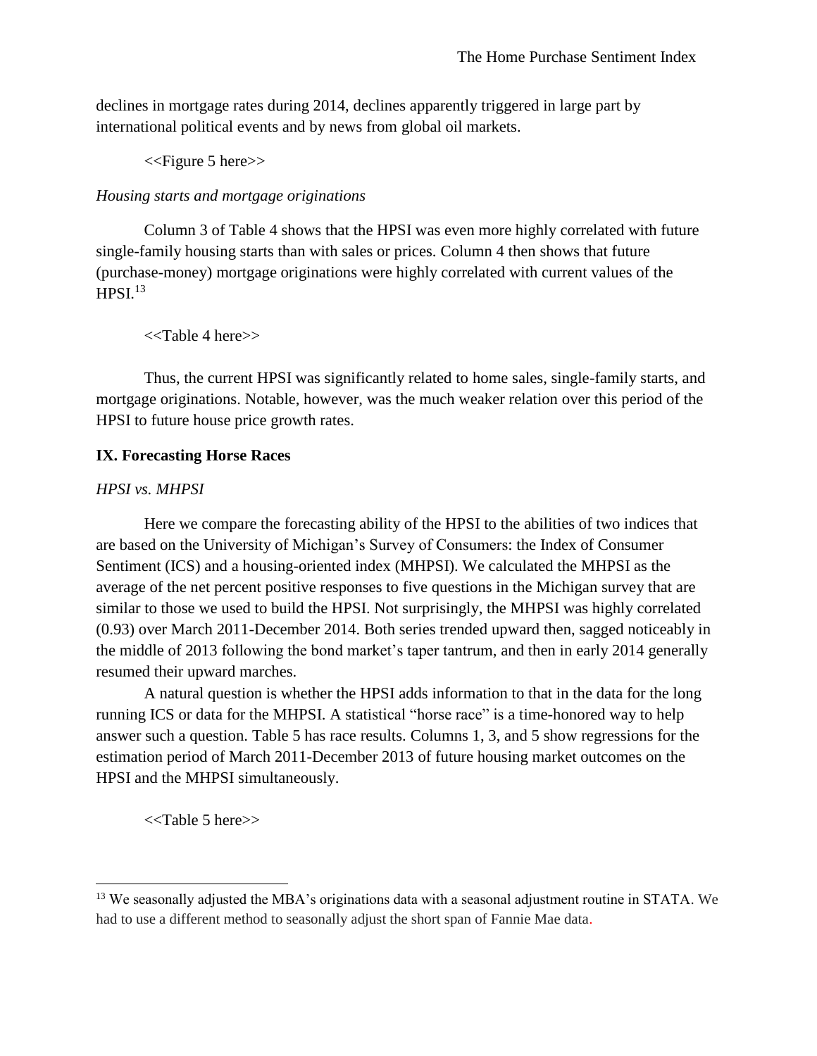declines in mortgage rates during 2014, declines apparently triggered in large part by international political events and by news from global oil markets.

<<Figure 5 here>>

*Housing starts and mortgage originations*

Column 3 of Table 4 shows that the HPSI was even more highly correlated with future single-family housing starts than with sales or prices. Column 4 then shows that future (purchase-money) mortgage originations were highly correlated with current values of the HPSI.[13]

<<Table 4 here>>

Thus, the current HPSI was significantly related to home sales, single-family starts, and mortgage originations. Notable, however, was the much weaker relation over this period of the HPSI to future house price growth rates.

## IX. Forecasting Horse Races

*HPSI vs. MHPSI*

Here we compare the forecasting ability of the HPSI to the abilities of two indices that are based on the University of Michigan's Survey of Consumers: the Index of Consumer Sentiment (ICS) and a housing-oriented index (MHPSI). We calculated the MHPSI as the average of the net percent positive responses to five questions in the Michigan survey that are similar to those we used to build the HPSI. Not surprisingly, the MHPSI was highly correlated (0.93) over March 2011-December 2014. Both series trended upward then, sagged noticeably in the middle of 2013 following the bond market's taper tantrum, and then in early 2014 generally resumed their upward marches.

A natural question is whether the HPSI adds information to that in the data for the long running ICS or data for the MHPSI. A statistical "horse race" is a time-honored way to help answer such a question. Table 5 has race results. Columns 1, 3, and 5 show regressions for the estimation period of March 2011-December 2013 of future housing market outcomes on the HPSI and the MHPSI simultaneously.

<<Table 5 here>>

[13] We seasonally adjusted the MBA's originations data with a seasonal adjustment routine in STATA. We had to use a different method to seasonally adjust the short span of Fannie Mae data.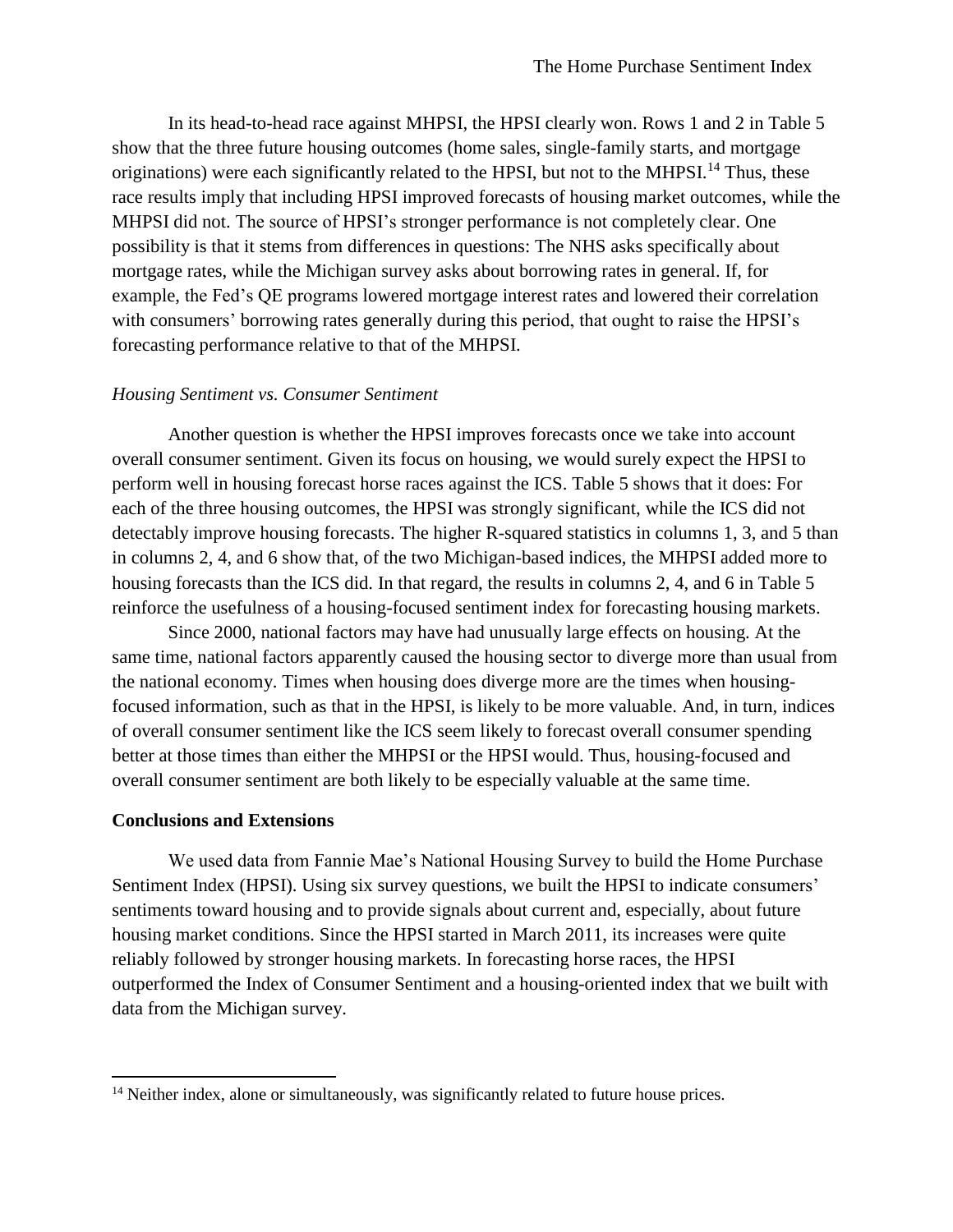In its head-to-head race against MHPSI, the HPSI clearly won. Rows 1 and 2 in Table 5 show that the three future housing outcomes (home sales, single-family starts, and mortgage originations) were each significantly related to the HPSI, but not to the MHPSI.[14] Thus, these race results imply that including HPSI improved forecasts of housing market outcomes, while the MHPSI did not. The source of HPSI's stronger performance is not completely clear. One possibility is that it stems from differences in questions: The NHS asks specifically about mortgage rates, while the Michigan survey asks about borrowing rates in general. If, for example, the Fed's QE programs lowered mortgage interest rates and lowered their correlation with consumers' borrowing rates generally during this period, that ought to raise the HPSI's forecasting performance relative to that of the MHPSI.

*Housing Sentiment vs. Consumer Sentiment*

Another question is whether the HPSI improves forecasts once we take into account overall consumer sentiment. Given its focus on housing, we would surely expect the HPSI to perform well in housing forecast horse races against the ICS. Table 5 shows that it does: For each of the three housing outcomes, the HPSI was strongly significant, while the ICS did not detectably improve housing forecasts. The higher R-squared statistics in columns 1, 3, and 5 than in columns 2, 4, and 6 show that, of the two Michigan-based indices, the MHPSI added more to housing forecasts than the ICS did. In that regard, the results in columns 2, 4, and 6 in Table 5 reinforce the usefulness of a housing-focused sentiment index for forecasting housing markets.

Since 2000, national factors may have had unusually large effects on housing. At the same time, national factors apparently caused the housing sector to diverge more than usual from the national economy. Times when housing does diverge more are the times when housing-focused information, such as that in the HPSI, is likely to be more valuable. And, in turn, indices of overall consumer sentiment like the ICS seem likely to forecast overall consumer spending better at those times than either the MHPSI or the HPSI would. Thus, housing-focused and overall consumer sentiment are both likely to be especially valuable at the same time.

## Conclusions and Extensions

We used data from Fannie Mae's National Housing Survey to build the Home Purchase Sentiment Index (HPSI). Using six survey questions, we built the HPSI to indicate consumers' sentiments toward housing and to provide signals about current and, especially, about future housing market conditions. Since the HPSI started in March 2011, its increases were quite reliably followed by stronger housing markets. In forecasting horse races, the HPSI outperformed the Index of Consumer Sentiment and a housing-oriented index that we built with data from the Michigan survey.

---

[14] Neither index, alone or simultaneously, was significantly related to future house prices.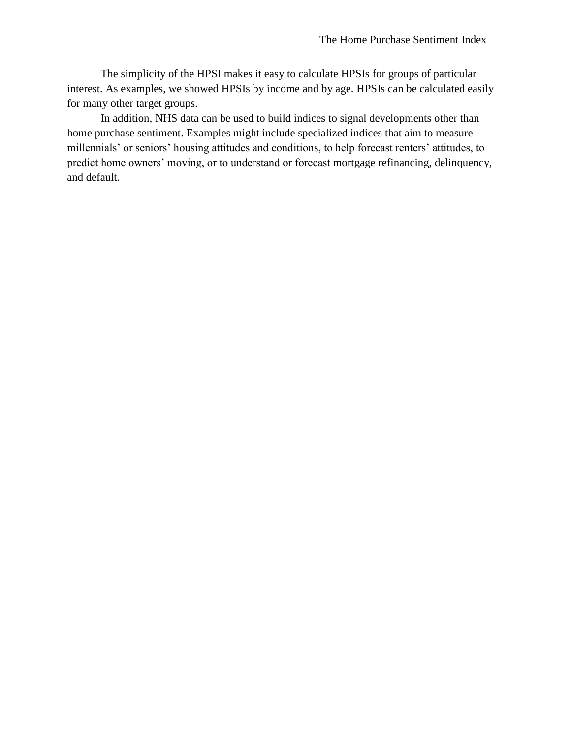The simplicity of the HPSI makes it easy to calculate HPSIs for groups of particular interest. As examples, we showed HPSIs by income and by age. HPSIs can be calculated easily for many other target groups.

In addition, NHS data can be used to build indices to signal developments other than home purchase sentiment. Examples might include specialized indices that aim to measure millennials' or seniors' housing attitudes and conditions, to help forecast renters' attitudes, to predict home owners' moving, or to understand or forecast mortgage refinancing, delinquency, and default.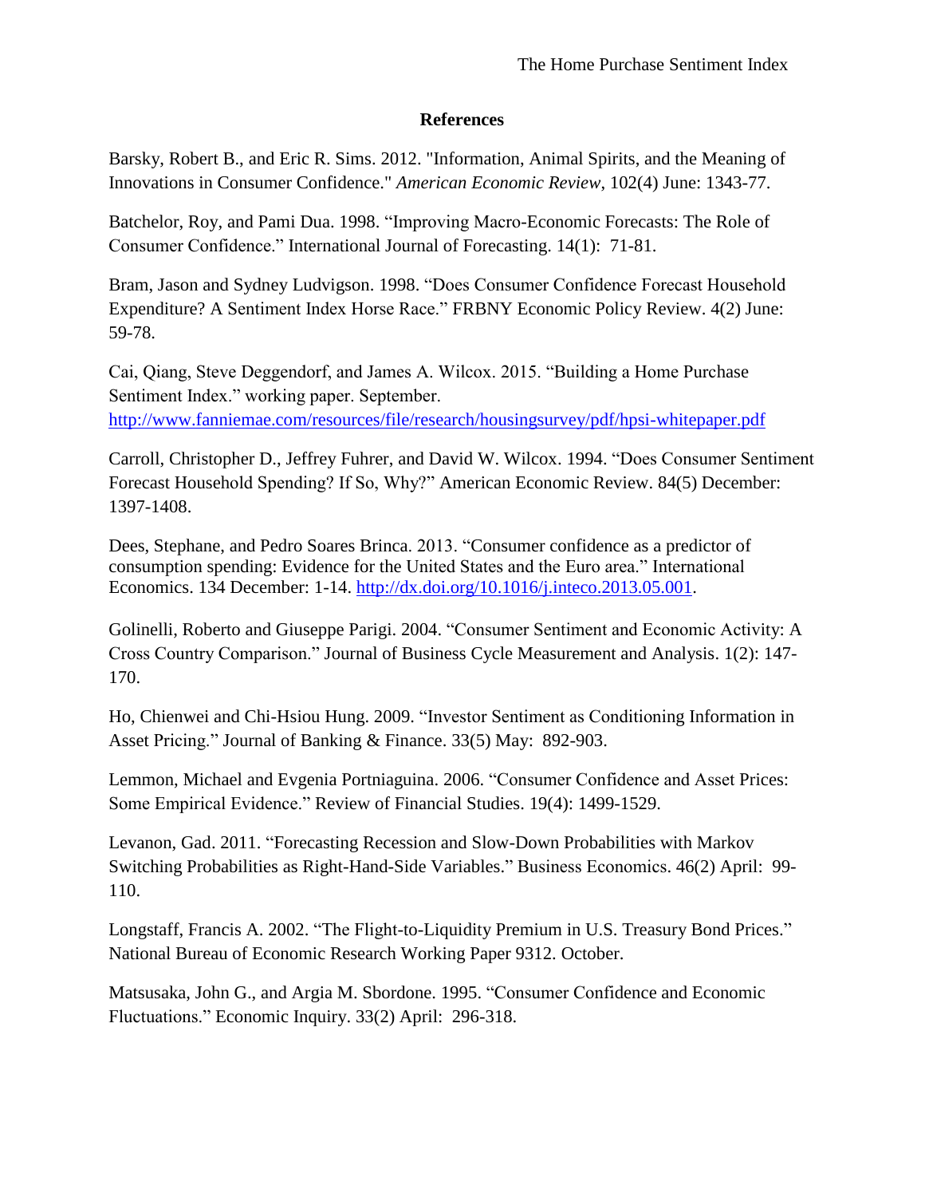## References

Barsky, Robert B., and Eric R. Sims. 2012. "Information, Animal Spirits, and the Meaning of Innovations in Consumer Confidence." *American Economic Review*, 102(4) June: 1343-77.

Batchelor, Roy, and Pami Dua. 1998. "Improving Macro-Economic Forecasts: The Role of Consumer Confidence." International Journal of Forecasting. 14(1): 71-81.

Bram, Jason and Sydney Ludvigson. 1998. "Does Consumer Confidence Forecast Household Expenditure? A Sentiment Index Horse Race." FRBNY Economic Policy Review. 4(2) June: 59-78.

Cai, Qiang, Steve Deggendorf, and James A. Wilcox. 2015. "Building a Home Purchase Sentiment Index." working paper. September. http://www.fanniemae.com/resources/file/research/housingsurvey/pdf/hpsi-whitepaper.pdf

Carroll, Christopher D., Jeffrey Fuhrer, and David W. Wilcox. 1994. "Does Consumer Sentiment Forecast Household Spending? If So, Why?" American Economic Review. 84(5) December: 1397-1408.

Dees, Stephane, and Pedro Soares Brinca. 2013. "Consumer confidence as a predictor of consumption spending: Evidence for the United States and the Euro area." International Economics. 134 December: 1-14. http://dx.doi.org/10.1016/j.inteco.2013.05.001.

Golinelli, Roberto and Giuseppe Parigi. 2004. "Consumer Sentiment and Economic Activity: A Cross Country Comparison." Journal of Business Cycle Measurement and Analysis. 1(2): 147-170.

Ho, Chienwei and Chi-Hsiou Hung. 2009. "Investor Sentiment as Conditioning Information in Asset Pricing." Journal of Banking & Finance. 33(5) May: 892-903.

Lemmon, Michael and Evgenia Portniaguina. 2006. "Consumer Confidence and Asset Prices: Some Empirical Evidence." Review of Financial Studies. 19(4): 1499-1529.

Levanon, Gad. 2011. "Forecasting Recession and Slow-Down Probabilities with Markov Switching Probabilities as Right-Hand-Side Variables." Business Economics. 46(2) April: 99-110.

Longstaff, Francis A. 2002. "The Flight-to-Liquidity Premium in U.S. Treasury Bond Prices." National Bureau of Economic Research Working Paper 9312. October.

Matsusaka, John G., and Argia M. Sbordone. 1995. "Consumer Confidence and Economic Fluctuations." Economic Inquiry. 33(2) April: 296-318.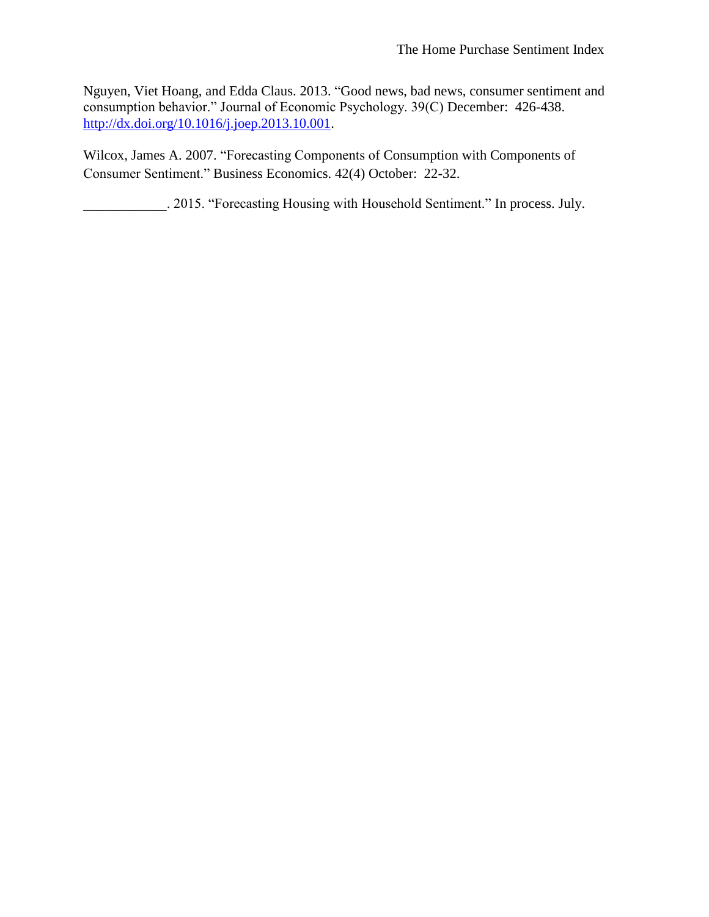Nguyen, Viet Hoang, and Edda Claus. 2013. "Good news, bad news, consumer sentiment and consumption behavior." Journal of Economic Psychology. 39(C) December: 426-438. http://dx.doi.org/10.1016/j.joep.2013.10.001.

Wilcox, James A. 2007. "Forecasting Components of Consumption with Components of Consumer Sentiment." Business Economics. 42(4) October: 22-32.

____________. 2015. "Forecasting Housing with Household Sentiment." In process. July.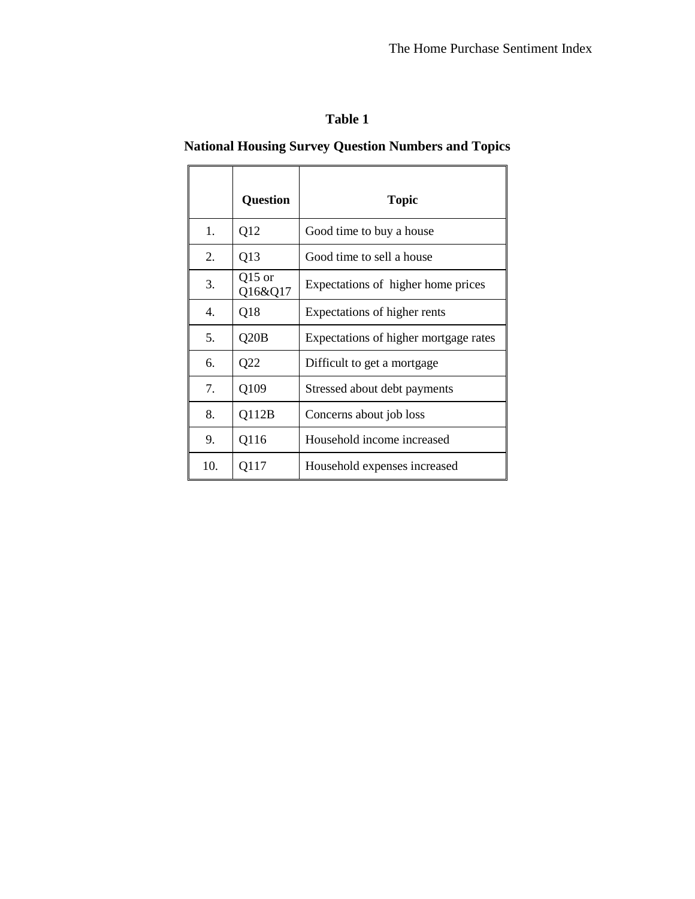**Table 1**

**National Housing Survey Question Numbers and Topics**

| | **Question** | **Topic** |
|---|---|---|
| 1. | Q12 | Good time to buy a house |
| 2. | Q13 | Good time to sell a house |
| 3. | Q15 or Q16&Q17 | Expectations of higher home prices |
| 4. | Q18 | Expectations of higher rents |
| 5. | Q20B | Expectations of higher mortgage rates |
| 6. | Q22 | Difficult to get a mortgage |
| 7. | Q109 | Stressed about debt payments |
| 8. | Q112B | Concerns about job loss |
| 9. | Q116 | Household income increased |
| 10. | Q117 | Household expenses increased |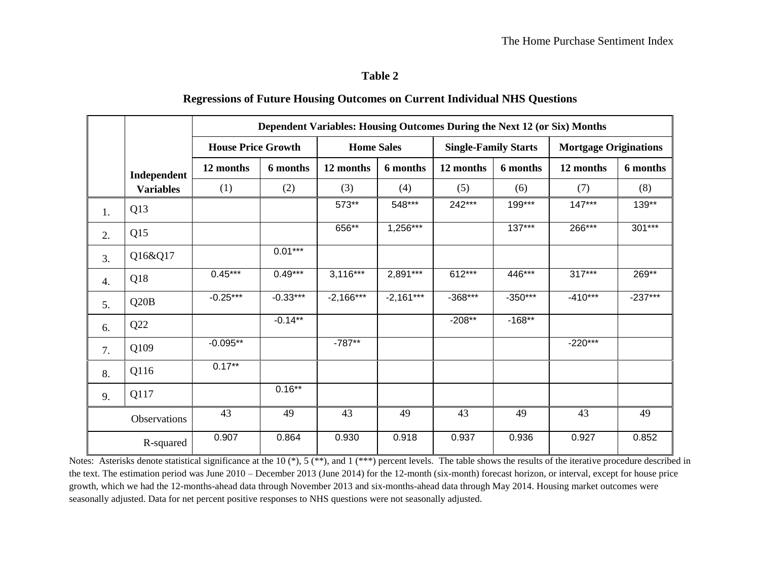## Table 2

### Regressions of Future Housing Outcomes on Current Individual NHS Questions

| | Independent Variables | Dependent Variables: Housing Outcomes During the Next 12 (or Six) Months | | | | | | | |
|---|---|---|---|---|---|---|---|---|---|
| | | **House Price Growth** | | **Home Sales** | | **Single-Family Starts** | | **Mortgage Originations** | |
| | | **12 months** | **6 months** | **12 months** | **6 months** | **12 months** | **6 months** | **12 months** | **6 months** |
| | | (1) | (2) | (3) | (4) | (5) | (6) | (7) | (8) |
| 1. | Q13 | | | 573** | 548*** | 242*** | 199*** | 147*** | 139** |
| 2. | Q15 | | | 656** | 1,256*** | | 137*** | 266*** | 301*** |
| 3. | Q16&Q17 | | 0.01*** | | | | | | |
| 4. | Q18 | 0.45*** | 0.49*** | 3,116*** | 2,891*** | 612*** | 446*** | 317*** | 269** |
| 5. | Q20B | -0.25*** | -0.33*** | -2,166*** | -2,161*** | -368*** | -350*** | -410*** | -237*** |
| 6. | Q22 | | -0.14** | | | -208** | -168** | | |
| 7. | Q109 | -0.095** | | -787** | | | | -220*** | |
| 8. | Q116 | 0.17** | | | | | | | |
| 9. | Q117 | | 0.16** | | | | | | |
| | Observations | 43 | 49 | 43 | 49 | 43 | 49 | 43 | 49 |
| | R-squared | 0.907 | 0.864 | 0.930 | 0.918 | 0.937 | 0.936 | 0.927 | 0.852 |

Notes: Asterisks denote statistical significance at the 10 (*), 5 (**), and 1 (***) percent levels. The table shows the results of the iterative procedure described in the text. The estimation period was June 2010 – December 2013 (June 2014) for the 12-month (six-month) forecast horizon, or interval, except for house price growth, which we had the 12-months-ahead data through November 2013 and six-months-ahead data through May 2014. Housing market outcomes were seasonally adjusted. Data for net percent positive responses to NHS questions were not seasonally adjusted.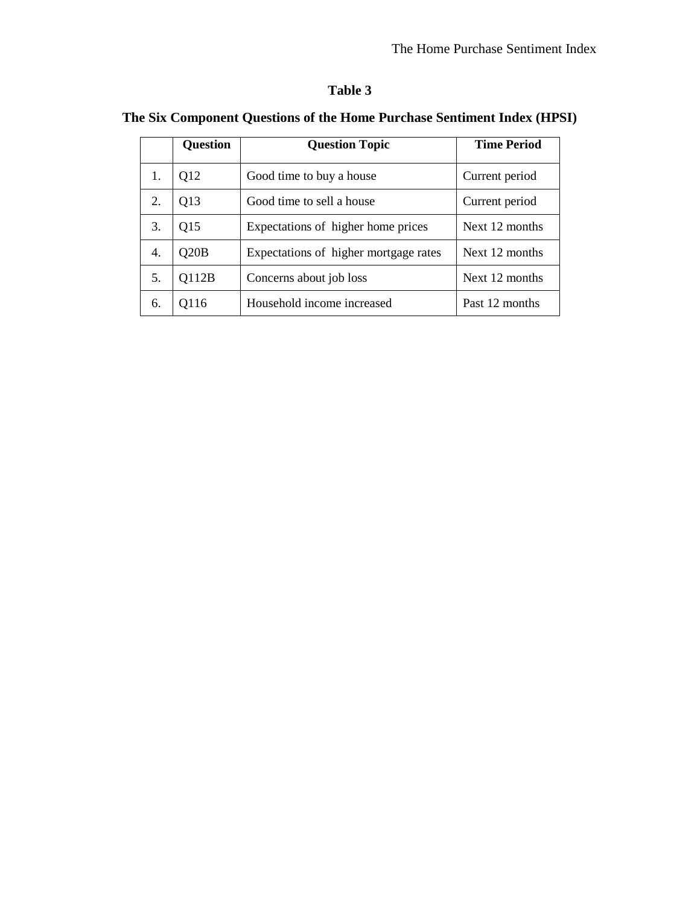**Table 3**

**The Six Component Questions of the Home Purchase Sentiment Index (HPSI)**

| | **Question** | **Question Topic** | **Time Period** |
|---|---|---|---|
| 1. | Q12 | Good time to buy a house | Current period |
| 2. | Q13 | Good time to sell a house | Current period |
| 3. | Q15 | Expectations of higher home prices | Next 12 months |
| 4. | Q20B | Expectations of higher mortgage rates | Next 12 months |
| 5. | Q112B | Concerns about job loss | Next 12 months |
| 6. | Q116 | Household income increased | Past 12 months |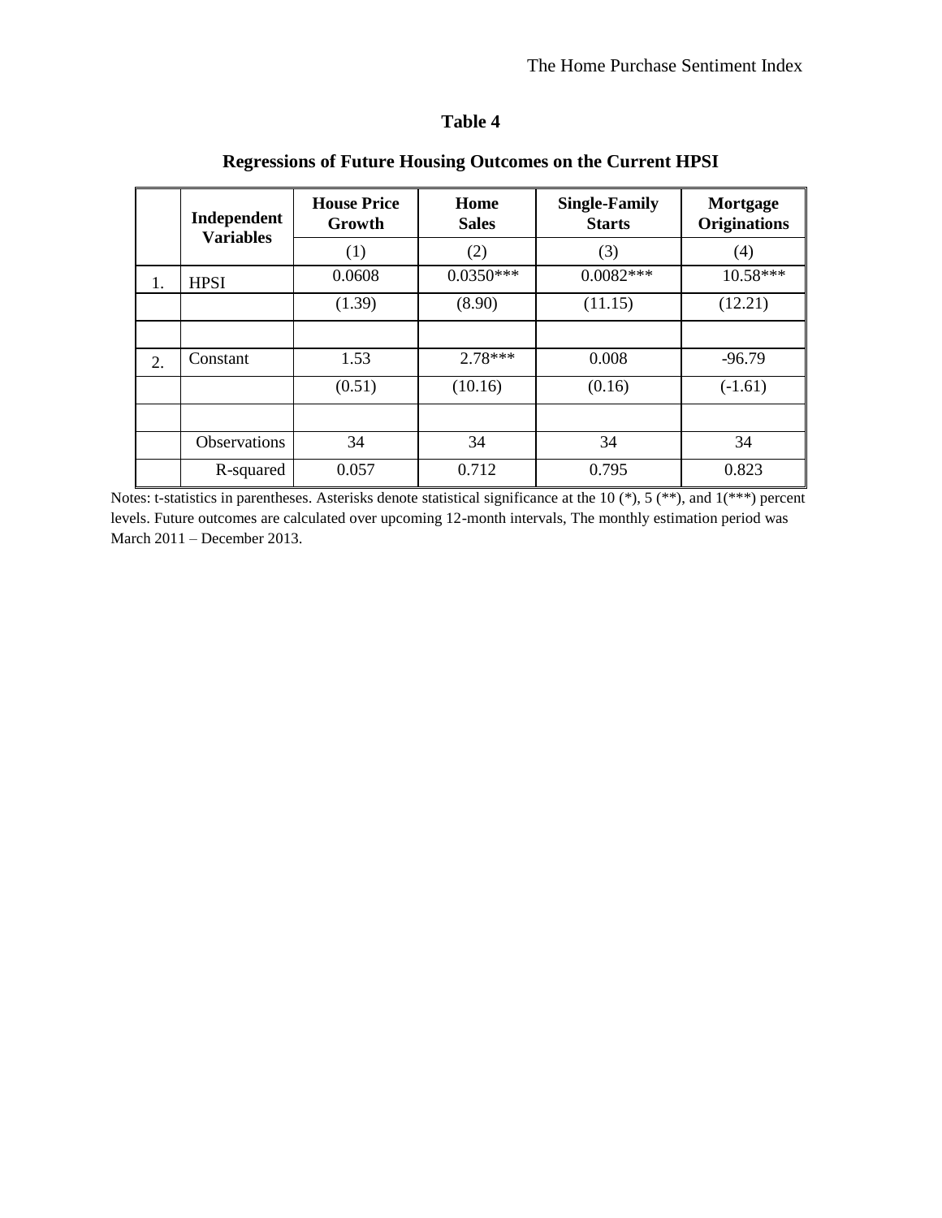## Table 4

### Regressions of Future Housing Outcomes on the Current HPSI

| | Independent Variables | House Price Growth | Home Sales | Single-Family Starts | Mortgage Originations |
|---|---|---|---|---|---|
| | | (1) | (2) | (3) | (4) |
| 1. | HPSI | 0.0608 | 0.0350*** | 0.0082*** | 10.58*** |
| | | (1.39) | (8.90) | (11.15) | (12.21) |
| | | | | | |
| 2. | Constant | 1.53 | 2.78*** | 0.008 | -96.79 |
| | | (0.51) | (10.16) | (0.16) | (-1.61) |
| | | | | | |
| | Observations | 34 | 34 | 34 | 34 |
| | R-squared | 0.057 | 0.712 | 0.795 | 0.823 |

Notes: t-statistics in parentheses. Asterisks denote statistical significance at the 10 (*), 5 (**), and 1(***) percent levels. Future outcomes are calculated over upcoming 12-month intervals, The monthly estimation period was March 2011 – December 2013.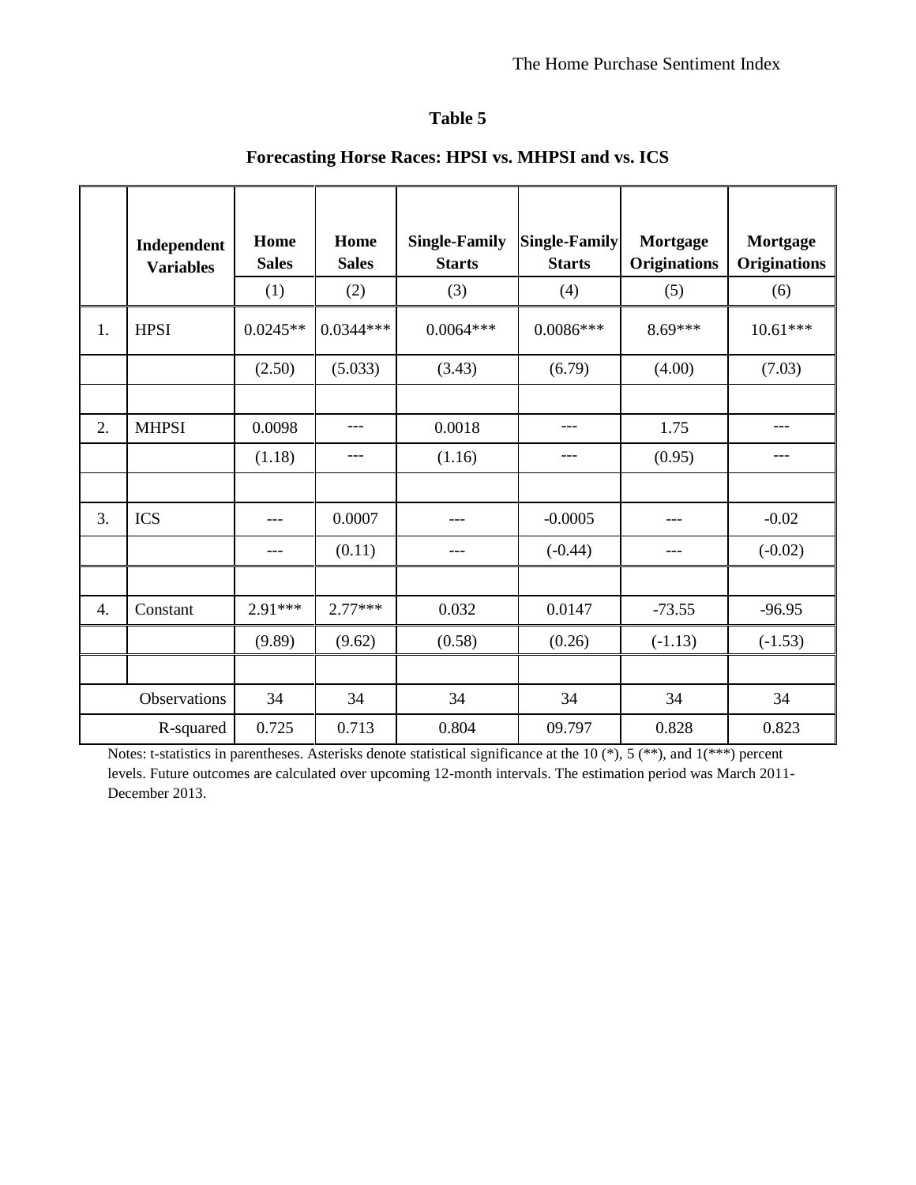## Table 5

### Forecasting Horse Races: HPSI vs. MHPSI and vs. ICS

| | Independent Variables | Home Sales | Home Sales | Single-Family Starts | Single-Family Starts | Mortgage Originations | Mortgage Originations |
|---|---|---|---|---|---|---|---|
| | | (1) | (2) | (3) | (4) | (5) | (6) |
| 1. | HPSI | 0.0245** | 0.0344*** | 0.0064*** | 0.0086*** | 8.69*** | 10.61*** |
| | | (2.50) | (5.033) | (3.43) | (6.79) | (4.00) | (7.03) |
| | | | | | | | |
| 2. | MHPSI | 0.0098 | --- | 0.0018 | --- | 1.75 | --- |
| | | (1.18) | --- | (1.16) | --- | (0.95) | --- |
| | | | | | | | |
| 3. | ICS | --- | 0.0007 | --- | -0.0005 | --- | -0.02 |
| | | --- | (0.11) | --- | (-0.44) | --- | (-0.02) |
| | | | | | | | |
| 4. | Constant | 2.91*** | 2.77*** | 0.032 | 0.0147 | -73.55 | -96.95 |
| | | (9.89) | (9.62) | (0.58) | (0.26) | (-1.13) | (-1.53) |
| | | | | | | | |
| | Observations | 34 | 34 | 34 | 34 | 34 | 34 |
| | R-squared | 0.725 | 0.713 | 0.804 | 09.797 | 0.828 | 0.823 |

Notes: t-statistics in parentheses. Asterisks denote statistical significance at the 10 (*), 5 (**), and 1(***) percent levels. Future outcomes are calculated over upcoming 12-month intervals. The estimation period was March 2011-December 2013.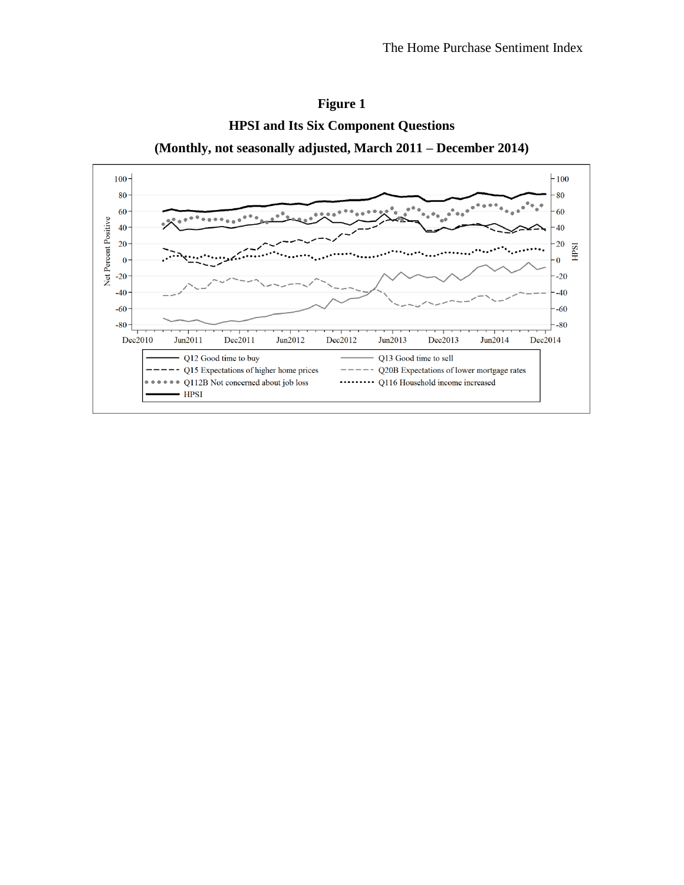**Figure 1**

**HPSI and Its Six Component Questions**

**(Monthly, not seasonally adjusted, March 2011 – December 2014)**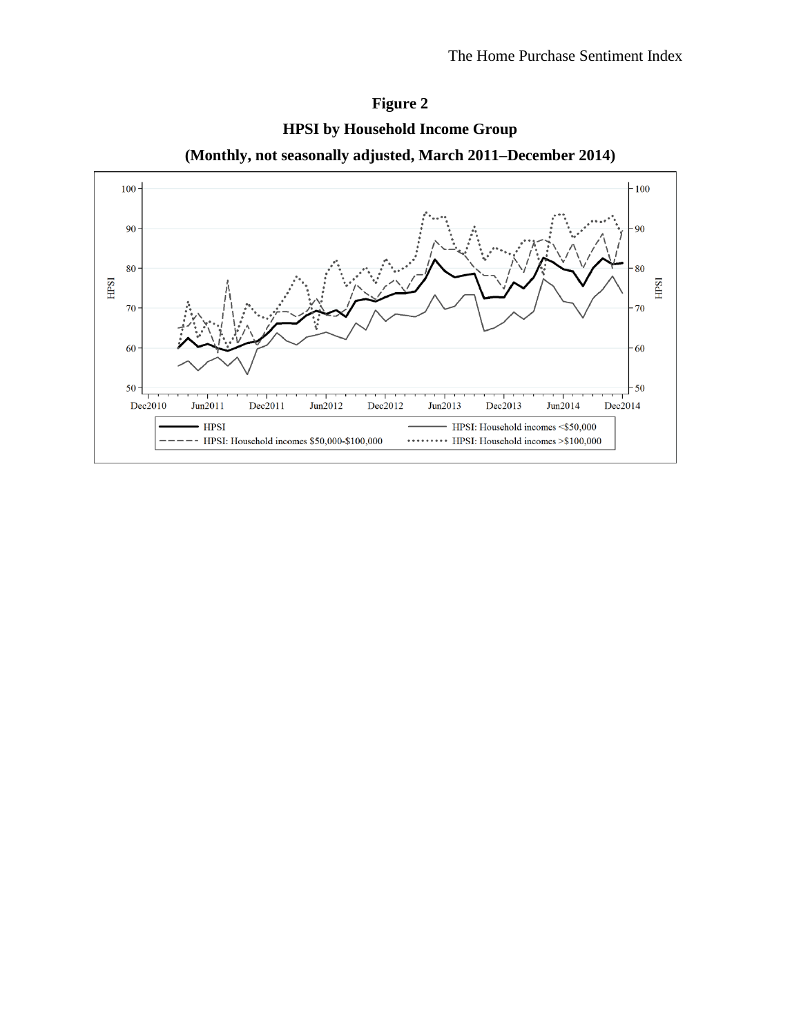**Figure 2**

**HPSI by Household Income Group**

**(Monthly, not seasonally adjusted, March 2011–December 2014)**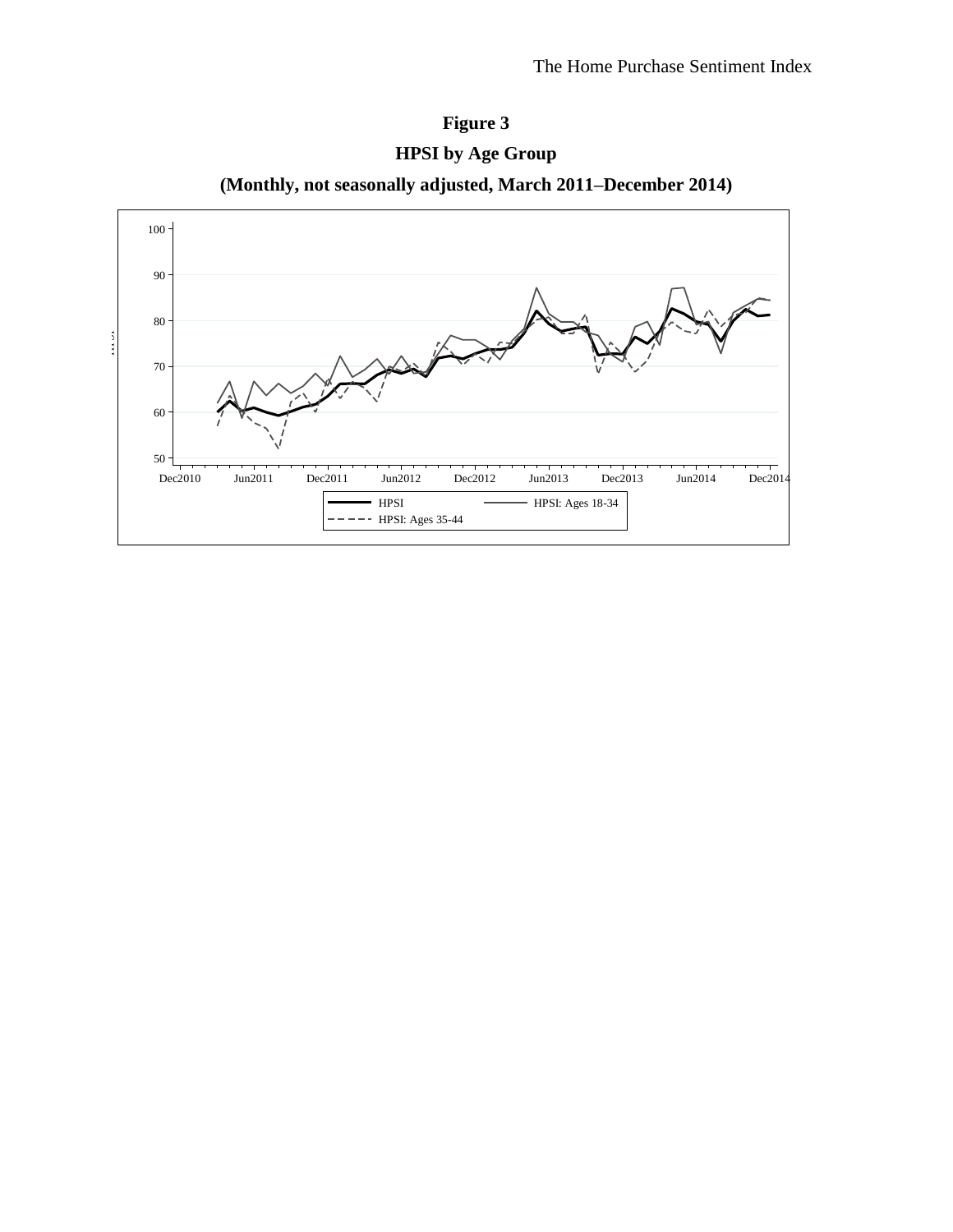**Figure 3**

**HPSI by Age Group**

**(Monthly, not seasonally adjusted, March 2011–December 2014)**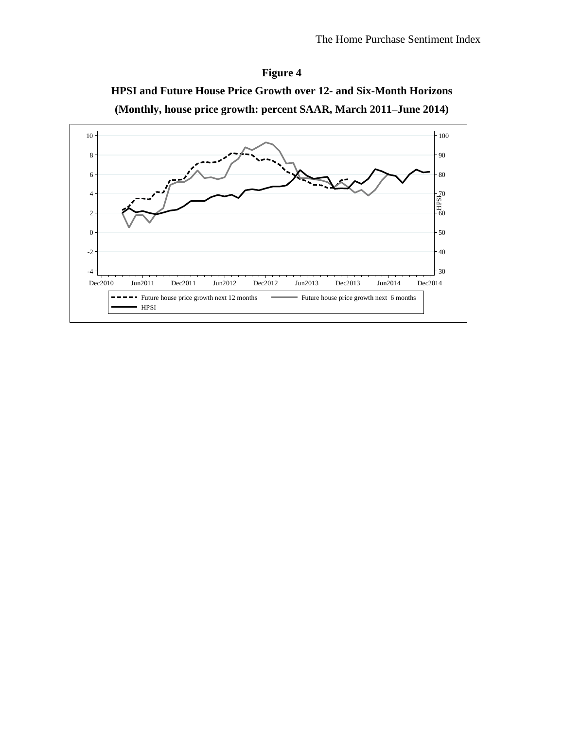**Figure 4**

**HPSI and Future House Price Growth over 12- and Six-Month Horizons**

**(Monthly, house price growth: percent SAAR, March 2011–June 2014)**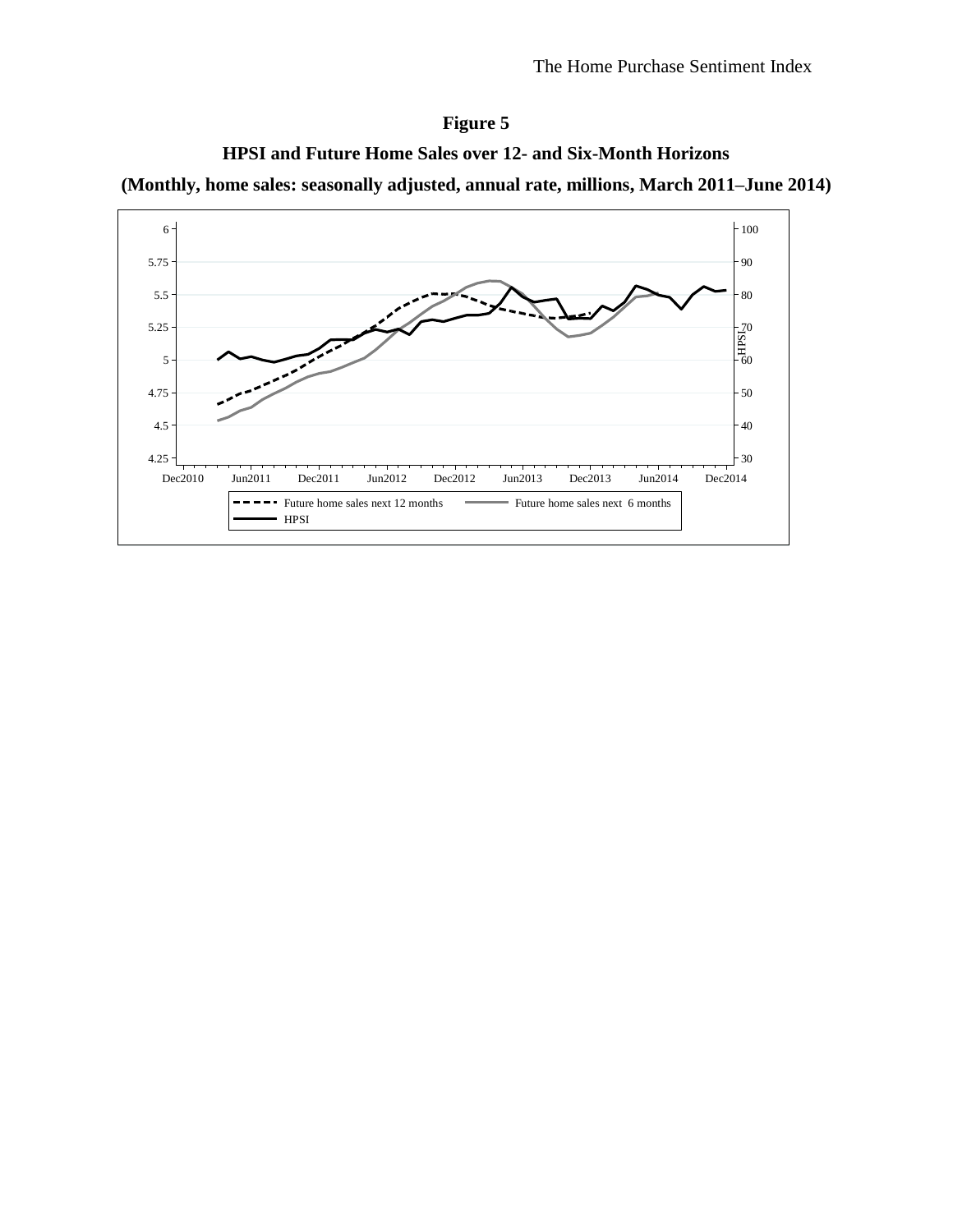**Figure 5**

**HPSI and Future Home Sales over 12- and Six-Month Horizons**

**(Monthly, home sales: seasonally adjusted, annual rate, millions, March 2011–June 2014)**

6
5.75
5.5
5.25
5
4.75
4.5
4.25

100
90
80
70
60
50
40
30

HPSI

Dec2010
Jun2011
Dec2011
Jun2012
Dec2012
Jun2013
Dec2013
Jun2014
Dec2014

Future home sales next 12 months
Future home sales next 6 months
HPSI